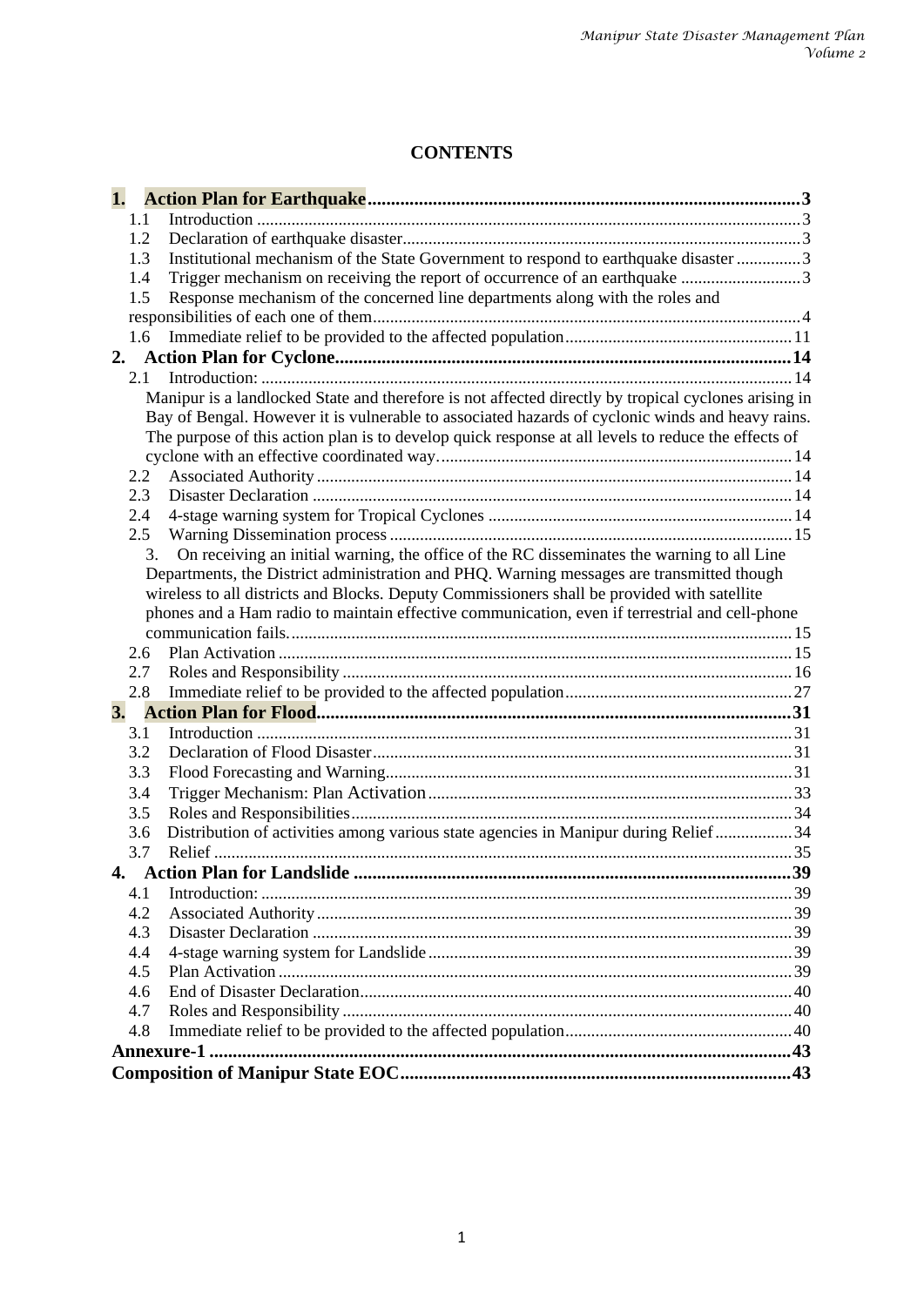# CONTENTS

**1. Action Plan for Earthquake** .......... **3**
- 1.1 Introduction .......... 3
- 1.2 Declaration of earthquake disaster .......... 3
- 1.3 Institutional mechanism of the State Government to respond to earthquake disaster .......... 3
- 1.4 Trigger mechanism on receiving the report of occurrence of an earthquake .......... 3
- 1.5 Response mechanism of the concerned line departments along with the roles and responsibilities of each one of them .......... 4
- 1.6 Immediate relief to be provided to the affected population .......... 11

**2. Action Plan for Cyclone** .......... **14**
- 2.1 Introduction: .......... 14
  - Manipur is a landlocked State and therefore is not affected directly by tropical cyclones arising in Bay of Bengal. However it is vulnerable to associated hazards of cyclonic winds and heavy rains. The purpose of this action plan is to develop quick response at all levels to reduce the effects of cyclone with an effective coordinated way. .......... 14
- 2.2 Associated Authority .......... 14
- 2.3 Disaster Declaration .......... 14
- 2.4 4-stage warning system for Tropical Cyclones .......... 14
- 2.5 Warning Dissemination process .......... 15
  - 3. On receiving an initial warning, the office of the RC disseminates the warning to all Line Departments, the District administration and PHQ. Warning messages are transmitted though wireless to all districts and Blocks. Deputy Commissioners shall be provided with satellite phones and a Ham radio to maintain effective communication, even if terrestrial and cell-phone communication fails. .......... 15
- 2.6 Plan Activation .......... 15
- 2.7 Roles and Responsibility .......... 16
- 2.8 Immediate relief to be provided to the affected population .......... 27

**3. Action Plan for Flood** .......... **31**
- 3.1 Introduction .......... 31
- 3.2 Declaration of Flood Disaster .......... 31
- 3.3 Flood Forecasting and Warning .......... 31
- 3.4 Trigger Mechanism: Plan Activation .......... 33
- 3.5 Roles and Responsibilities .......... 34
- 3.6 Distribution of activities among various state agencies in Manipur during Relief .......... 34
- 3.7 Relief .......... 35

**4. Action Plan for Landslide** .......... **39**
- 4.1 Introduction: .......... 39
- 4.2 Associated Authority .......... 39
- 4.3 Disaster Declaration .......... 39
- 4.4 4-stage warning system for Landslide .......... 39
- 4.5 Plan Activation .......... 39
- 4.6 End of Disaster Declaration .......... 40
- 4.7 Roles and Responsibility .......... 40
- 4.8 Immediate relief to be provided to the affected population .......... 40

**Annexure-1** .......... **43**

**Composition of Manipur State EOC** .......... **43**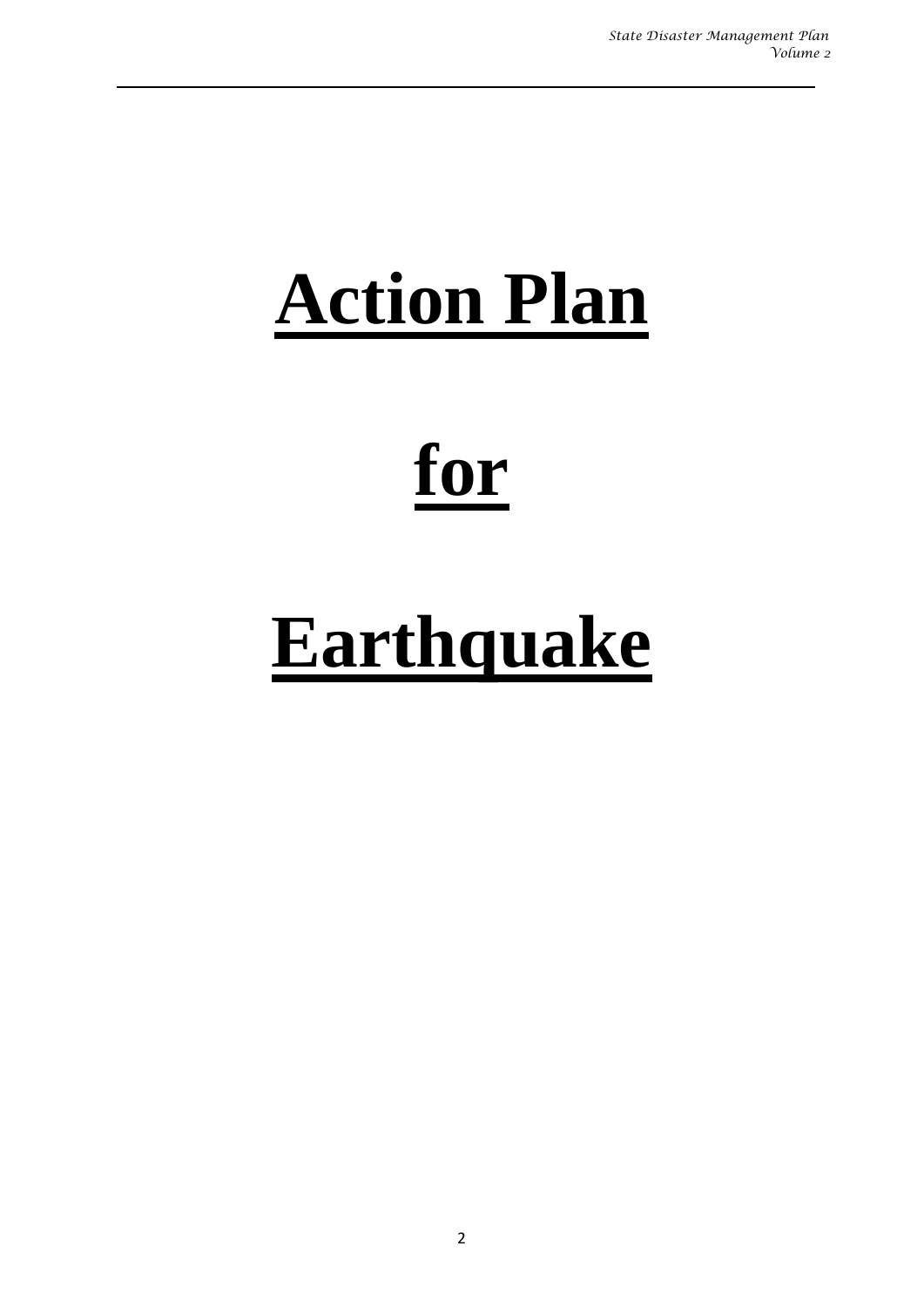# Action Plan

# for

# Earthquake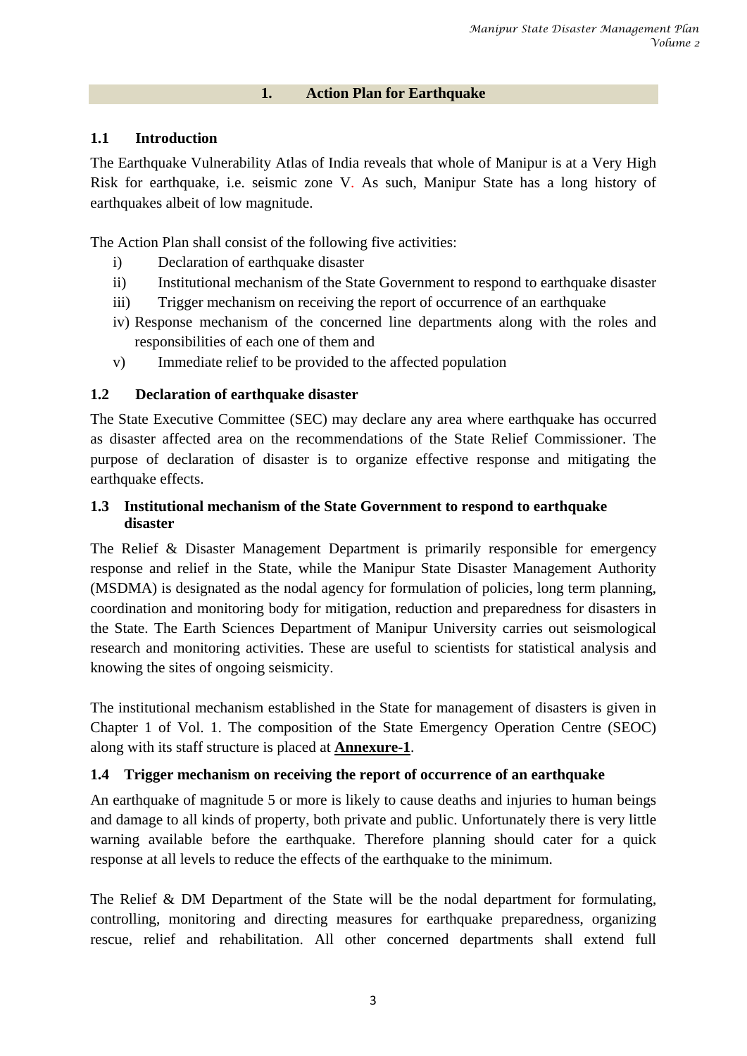# 1. Action Plan for Earthquake

## 1.1 Introduction

The Earthquake Vulnerability Atlas of India reveals that whole of Manipur is at a Very High Risk for earthquake, i.e. seismic zone V. As such, Manipur State has a long history of earthquakes albeit of low magnitude.

The Action Plan shall consist of the following five activities:

i) Declaration of earthquake disaster
ii) Institutional mechanism of the State Government to respond to earthquake disaster
iii) Trigger mechanism on receiving the report of occurrence of an earthquake
iv) Response mechanism of the concerned line departments along with the roles and responsibilities of each one of them and
v) Immediate relief to be provided to the affected population

## 1.2 Declaration of earthquake disaster

The State Executive Committee (SEC) may declare any area where earthquake has occurred as disaster affected area on the recommendations of the State Relief Commissioner. The purpose of declaration of disaster is to organize effective response and mitigating the earthquake effects.

## 1.3 Institutional mechanism of the State Government to respond to earthquake disaster

The Relief & Disaster Management Department is primarily responsible for emergency response and relief in the State, while the Manipur State Disaster Management Authority (MSDMA) is designated as the nodal agency for formulation of policies, long term planning, coordination and monitoring body for mitigation, reduction and preparedness for disasters in the State. The Earth Sciences Department of Manipur University carries out seismological research and monitoring activities. These are useful to scientists for statistical analysis and knowing the sites of ongoing seismicity.

The institutional mechanism established in the State for management of disasters is given in Chapter 1 of Vol. 1. The composition of the State Emergency Operation Centre (SEOC) along with its staff structure is placed at **Annexure-1**.

## 1.4 Trigger mechanism on receiving the report of occurrence of an earthquake

An earthquake of magnitude 5 or more is likely to cause deaths and injuries to human beings and damage to all kinds of property, both private and public. Unfortunately there is very little warning available before the earthquake. Therefore planning should cater for a quick response at all levels to reduce the effects of the earthquake to the minimum.

The Relief & DM Department of the State will be the nodal department for formulating, controlling, monitoring and directing measures for earthquake preparedness, organizing rescue, relief and rehabilitation. All other concerned departments shall extend full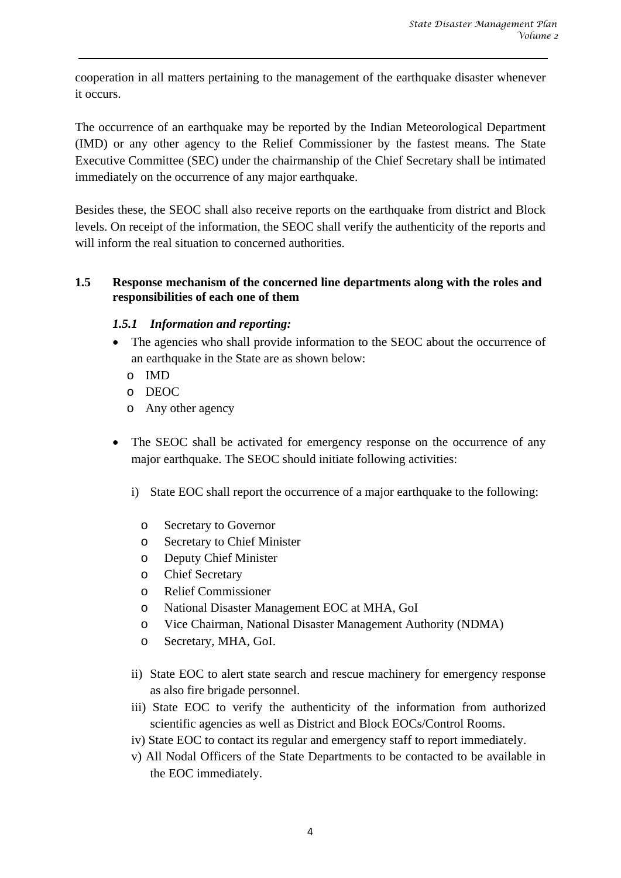cooperation in all matters pertaining to the management of the earthquake disaster whenever it occurs.

The occurrence of an earthquake may be reported by the Indian Meteorological Department (IMD) or any other agency to the Relief Commissioner by the fastest means. The State Executive Committee (SEC) under the chairmanship of the Chief Secretary shall be intimated immediately on the occurrence of any major earthquake.

Besides these, the SEOC shall also receive reports on the earthquake from district and Block levels. On receipt of the information, the SEOC shall verify the authenticity of the reports and will inform the real situation to concerned authorities.

## 1.5 Response mechanism of the concerned line departments along with the roles and responsibilities of each one of them

### *1.5.1 Information and reporting:*

- The agencies who shall provide information to the SEOC about the occurrence of an earthquake in the State are as shown below:
  - IMD
  - DEOC
  - Any other agency

- The SEOC shall be activated for emergency response on the occurrence of any major earthquake. The SEOC should initiate following activities:

  i) State EOC shall report the occurrence of a major earthquake to the following:

  - Secretary to Governor
  - Secretary to Chief Minister
  - Deputy Chief Minister
  - Chief Secretary
  - Relief Commissioner
  - National Disaster Management EOC at MHA, GoI
  - Vice Chairman, National Disaster Management Authority (NDMA)
  - Secretary, MHA, GoI.

  ii) State EOC to alert state search and rescue machinery for emergency response as also fire brigade personnel.

  iii) State EOC to verify the authenticity of the information from authorized scientific agencies as well as District and Block EOCs/Control Rooms.

  iv) State EOC to contact its regular and emergency staff to report immediately.

  v) All Nodal Officers of the State Departments to be contacted to be available in the EOC immediately.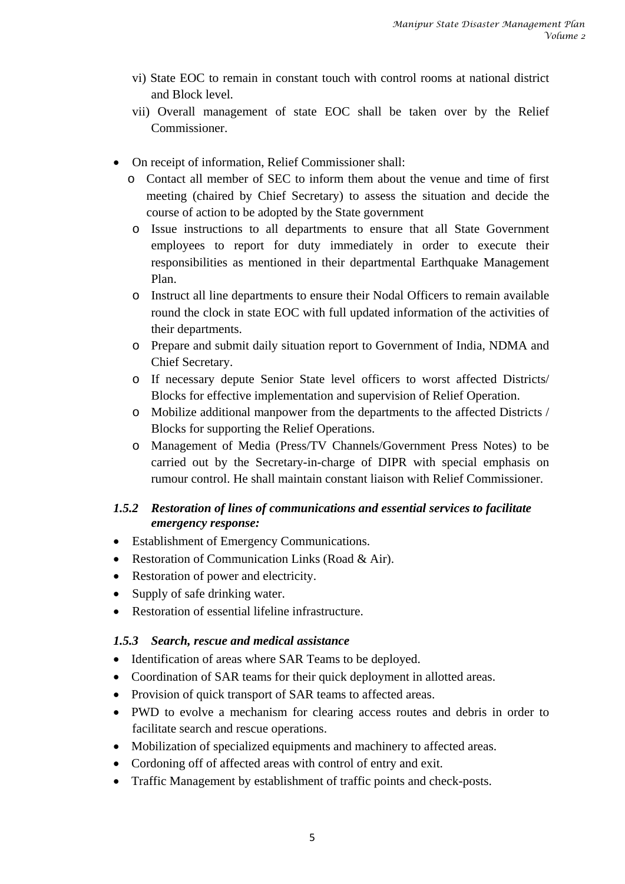vi) State EOC to remain in constant touch with control rooms at national district and Block level.

vii) Overall management of state EOC shall be taken over by the Relief Commissioner.

- On receipt of information, Relief Commissioner shall:
  - Contact all member of SEC to inform them about the venue and time of first meeting (chaired by Chief Secretary) to assess the situation and decide the course of action to be adopted by the State government
  - Issue instructions to all departments to ensure that all State Government employees to report for duty immediately in order to execute their responsibilities as mentioned in their departmental Earthquake Management Plan.
  - Instruct all line departments to ensure their Nodal Officers to remain available round the clock in state EOC with full updated information of the activities of their departments.
  - Prepare and submit daily situation report to Government of India, NDMA and Chief Secretary.
  - If necessary depute Senior State level officers to worst affected Districts/ Blocks for effective implementation and supervision of Relief Operation.
  - Mobilize additional manpower from the departments to the affected Districts / Blocks for supporting the Relief Operations.
  - Management of Media (Press/TV Channels/Government Press Notes) to be carried out by the Secretary-in-charge of DIPR with special emphasis on rumour control. He shall maintain constant liaison with Relief Commissioner.

### *1.5.2 Restoration of lines of communications and essential services to facilitate emergency response:*

- Establishment of Emergency Communications.
- Restoration of Communication Links (Road & Air).
- Restoration of power and electricity.
- Supply of safe drinking water.
- Restoration of essential lifeline infrastructure.

### *1.5.3 Search, rescue and medical assistance*

- Identification of areas where SAR Teams to be deployed.
- Coordination of SAR teams for their quick deployment in allotted areas.
- Provision of quick transport of SAR teams to affected areas.
- PWD to evolve a mechanism for clearing access routes and debris in order to facilitate search and rescue operations.
- Mobilization of specialized equipments and machinery to affected areas.
- Cordoning off of affected areas with control of entry and exit.
- Traffic Management by establishment of traffic points and check-posts.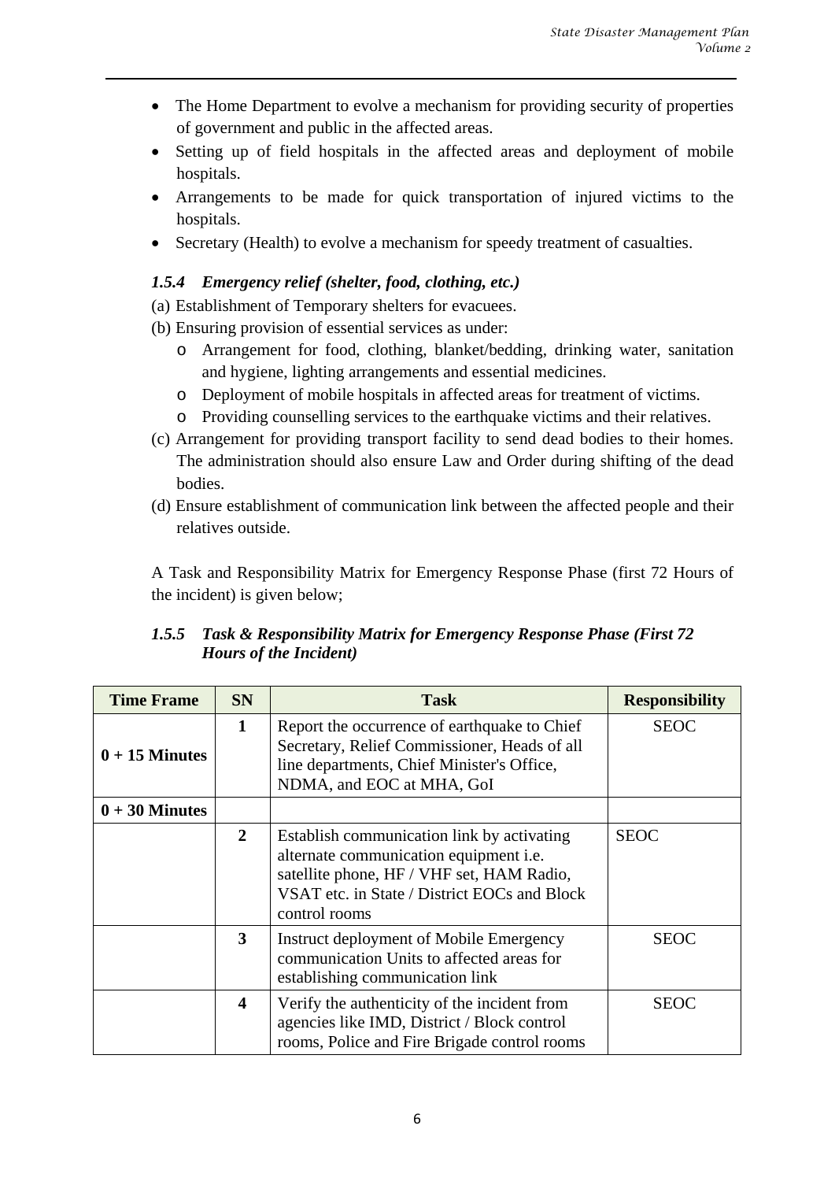- The Home Department to evolve a mechanism for providing security of properties of government and public in the affected areas.
- Setting up of field hospitals in the affected areas and deployment of mobile hospitals.
- Arrangements to be made for quick transportation of injured victims to the hospitals.
- Secretary (Health) to evolve a mechanism for speedy treatment of casualties.

### *1.5.4 Emergency relief (shelter, food, clothing, etc.)*

(a) Establishment of Temporary shelters for evacuees.

(b) Ensuring provision of essential services as under:

- Arrangement for food, clothing, blanket/bedding, drinking water, sanitation and hygiene, lighting arrangements and essential medicines.
- Deployment of mobile hospitals in affected areas for treatment of victims.
- Providing counselling services to the earthquake victims and their relatives.

(c) Arrangement for providing transport facility to send dead bodies to their homes. The administration should also ensure Law and Order during shifting of the dead bodies.

(d) Ensure establishment of communication link between the affected people and their relatives outside.

A Task and Responsibility Matrix for Emergency Response Phase (first 72 Hours of the incident) is given below;

### *1.5.5 Task & Responsibility Matrix for Emergency Response Phase (First 72 Hours of the Incident)*

| Time Frame | SN | Task | Responsibility |
|---|---|---|---|
| **0 + 15 Minutes** | **1** | Report the occurrence of earthquake to Chief Secretary, Relief Commissioner, Heads of all line departments, Chief Minister's Office, NDMA, and EOC at MHA, GoI | SEOC |
| **0 + 30 Minutes** | | | |
| | **2** | Establish communication link by activating alternate communication equipment i.e. satellite phone, HF / VHF set, HAM Radio, VSAT etc. in State / District EOCs and Block control rooms | SEOC |
| | **3** | Instruct deployment of Mobile Emergency communication Units to affected areas for establishing communication link | SEOC |
| | **4** | Verify the authenticity of the incident from agencies like IMD, District / Block control rooms, Police and Fire Brigade control rooms | SEOC |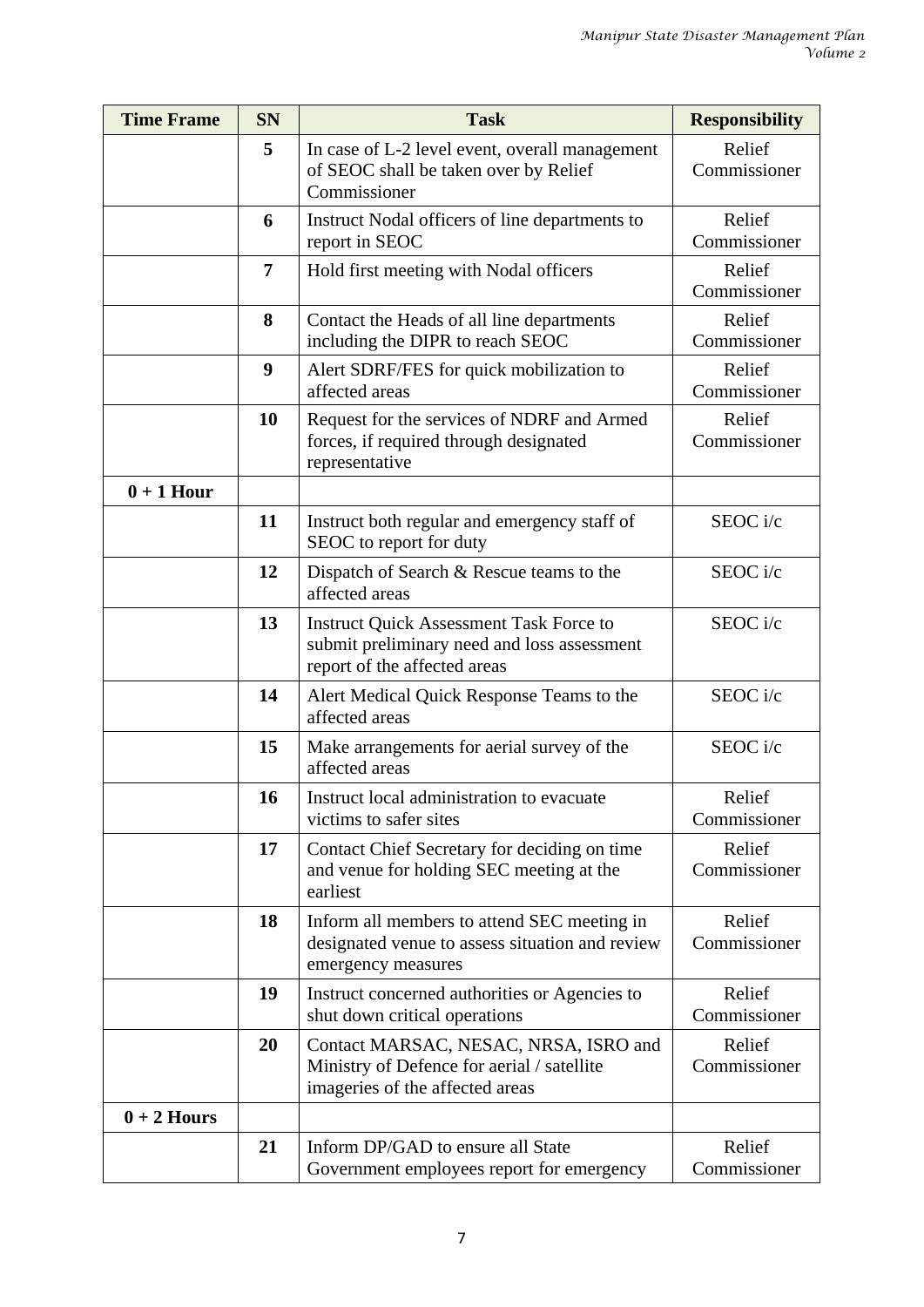| Time Frame | SN | Task | Responsibility |
|---|---|---|---|
| | **5** | In case of L-2 level event, overall management of SEOC shall be taken over by Relief Commissioner | Relief Commissioner |
| | **6** | Instruct Nodal officers of line departments to report in SEOC | Relief Commissioner |
| | **7** | Hold first meeting with Nodal officers | Relief Commissioner |
| | **8** | Contact the Heads of all line departments including the DIPR to reach SEOC | Relief Commissioner |
| | **9** | Alert SDRF/FES for quick mobilization to affected areas | Relief Commissioner |
| | **10** | Request for the services of NDRF and Armed forces, if required through designated representative | Relief Commissioner |
| **0 + 1 Hour** | | | |
| | **11** | Instruct both regular and emergency staff of SEOC to report for duty | SEOC i/c |
| | **12** | Dispatch of Search & Rescue teams to the affected areas | SEOC i/c |
| | **13** | Instruct Quick Assessment Task Force to submit preliminary need and loss assessment report of the affected areas | SEOC i/c |
| | **14** | Alert Medical Quick Response Teams to the affected areas | SEOC i/c |
| | **15** | Make arrangements for aerial survey of the affected areas | SEOC i/c |
| | **16** | Instruct local administration to evacuate victims to safer sites | Relief Commissioner |
| | **17** | Contact Chief Secretary for deciding on time and venue for holding SEC meeting at the earliest | Relief Commissioner |
| | **18** | Inform all members to attend SEC meeting in designated venue to assess situation and review emergency measures | Relief Commissioner |
| | **19** | Instruct concerned authorities or Agencies to shut down critical operations | Relief Commissioner |
| | **20** | Contact MARSAC, NESAC, NRSA, ISRO and Ministry of Defence for aerial / satellite imageries of the affected areas | Relief Commissioner |
| **0 + 2 Hours** | | | |
| | **21** | Inform DP/GAD to ensure all State Government employees report for emergency | Relief Commissioner |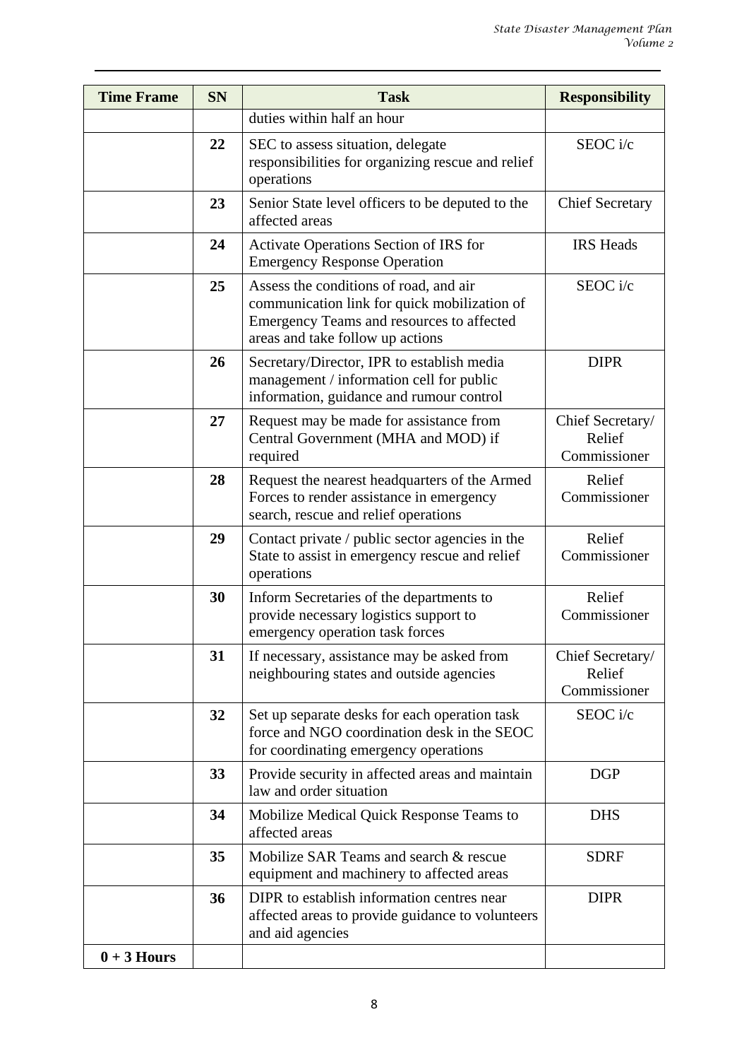| Time Frame | SN | Task | Responsibility |
|---|---|---|---|
| | | duties within half an hour | |
| | **22** | SEC to assess situation, delegate responsibilities for organizing rescue and relief operations | SEOC i/c |
| | **23** | Senior State level officers to be deputed to the affected areas | Chief Secretary |
| | **24** | Activate Operations Section of IRS for Emergency Response Operation | IRS Heads |
| | **25** | Assess the conditions of road, and air communication link for quick mobilization of Emergency Teams and resources to affected areas and take follow up actions | SEOC i/c |
| | **26** | Secretary/Director, IPR to establish media management / information cell for public information, guidance and rumour control | DIPR |
| | **27** | Request may be made for assistance from Central Government (MHA and MOD) if required | Chief Secretary/ Relief Commissioner |
| | **28** | Request the nearest headquarters of the Armed Forces to render assistance in emergency search, rescue and relief operations | Relief Commissioner |
| | **29** | Contact private / public sector agencies in the State to assist in emergency rescue and relief operations | Relief Commissioner |
| | **30** | Inform Secretaries of the departments to provide necessary logistics support to emergency operation task forces | Relief Commissioner |
| | **31** | If necessary, assistance may be asked from neighbouring states and outside agencies | Chief Secretary/ Relief Commissioner |
| | **32** | Set up separate desks for each operation task force and NGO coordination desk in the SEOC for coordinating emergency operations | SEOC i/c |
| | **33** | Provide security in affected areas and maintain law and order situation | DGP |
| | **34** | Mobilize Medical Quick Response Teams to affected areas | DHS |
| | **35** | Mobilize SAR Teams and search & rescue equipment and machinery to affected areas | SDRF |
| | **36** | DIPR to establish information centres near affected areas to provide guidance to volunteers and aid agencies | DIPR |
| **0 + 3 Hours** | | | |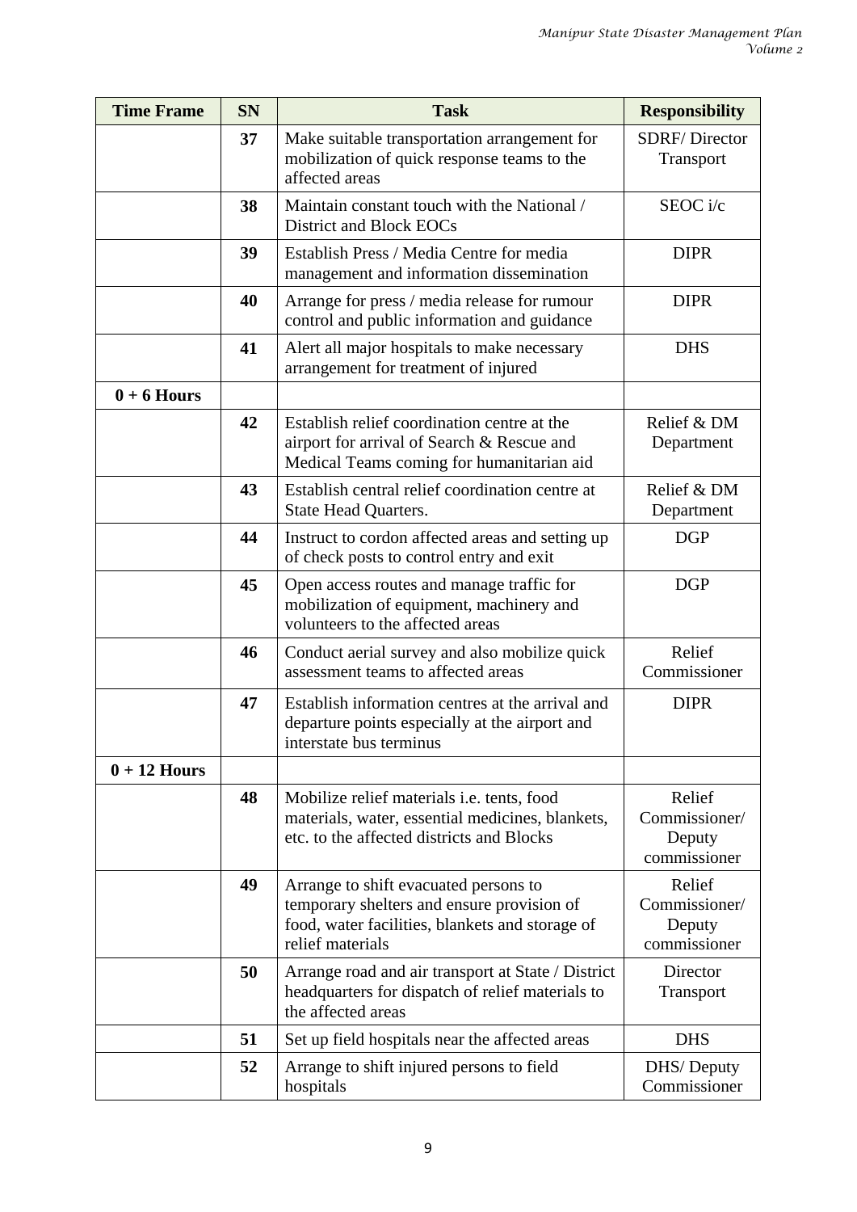| Time Frame | SN | Task | Responsibility |
|---|---|---|---|
| | **37** | Make suitable transportation arrangement for mobilization of quick response teams to the affected areas | SDRF/ Director Transport |
| | **38** | Maintain constant touch with the National / District and Block EOCs | SEOC i/c |
| | **39** | Establish Press / Media Centre for media management and information dissemination | DIPR |
| | **40** | Arrange for press / media release for rumour control and public information and guidance | DIPR |
| | **41** | Alert all major hospitals to make necessary arrangement for treatment of injured | DHS |
| **0 + 6 Hours** | | | |
| | **42** | Establish relief coordination centre at the airport for arrival of Search & Rescue and Medical Teams coming for humanitarian aid | Relief & DM Department |
| | **43** | Establish central relief coordination centre at State Head Quarters. | Relief & DM Department |
| | **44** | Instruct to cordon affected areas and setting up of check posts to control entry and exit | DGP |
| | **45** | Open access routes and manage traffic for mobilization of equipment, machinery and volunteers to the affected areas | DGP |
| | **46** | Conduct aerial survey and also mobilize quick assessment teams to affected areas | Relief Commissioner |
| | **47** | Establish information centres at the arrival and departure points especially at the airport and interstate bus terminus | DIPR |
| **0 + 12 Hours** | | | |
| | **48** | Mobilize relief materials i.e. tents, food materials, water, essential medicines, blankets, etc. to the affected districts and Blocks | Relief Commissioner/ Deputy commissioner |
| | **49** | Arrange to shift evacuated persons to temporary shelters and ensure provision of food, water facilities, blankets and storage of relief materials | Relief Commissioner/ Deputy commissioner |
| | **50** | Arrange road and air transport at State / District headquarters for dispatch of relief materials to the affected areas | Director Transport |
| | **51** | Set up field hospitals near the affected areas | DHS |
| | **52** | Arrange to shift injured persons to field hospitals | DHS/ Deputy Commissioner |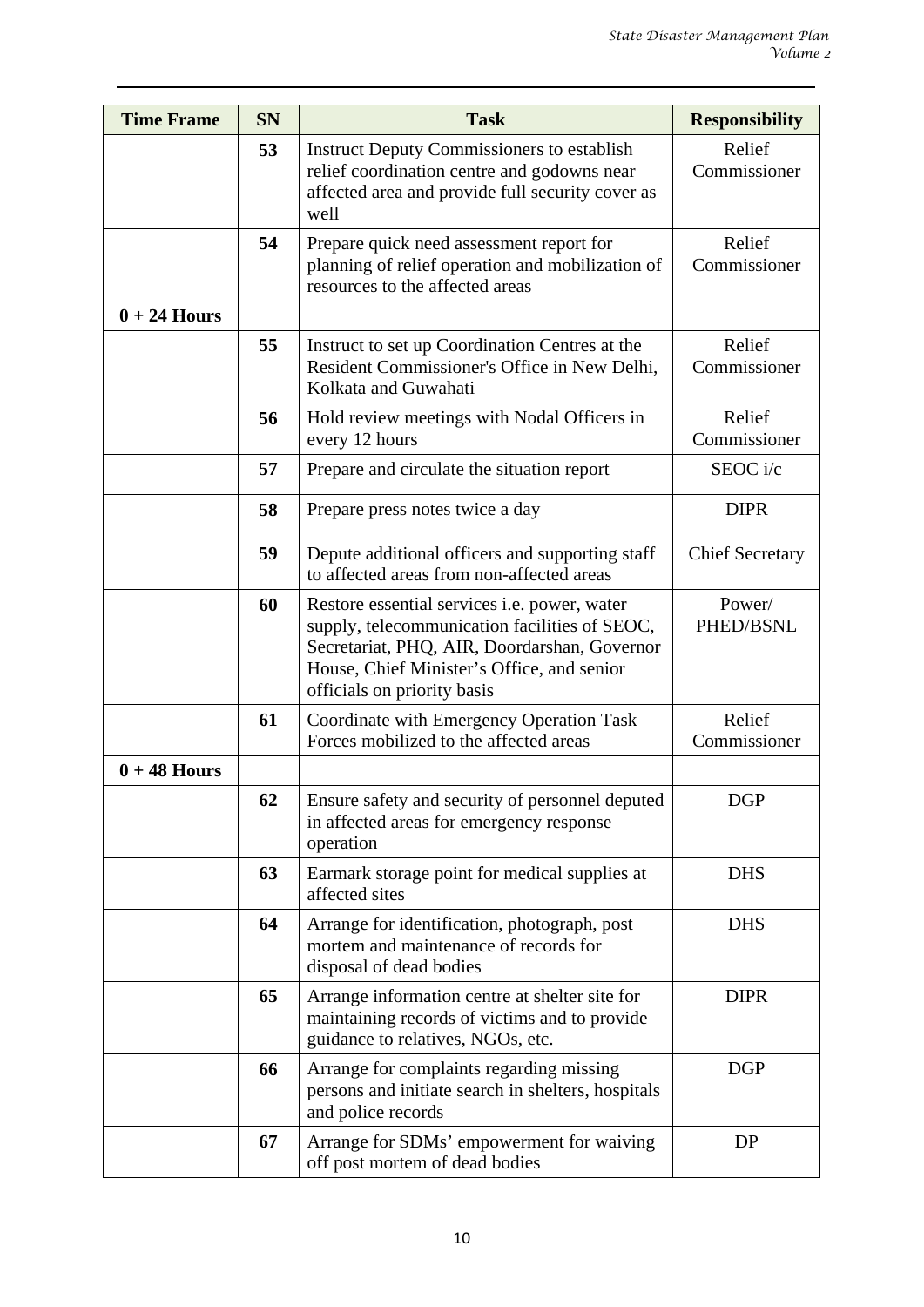| Time Frame | SN | Task | Responsibility |
|---|---|---|---|
| | **53** | Instruct Deputy Commissioners to establish relief coordination centre and godowns near affected area and provide full security cover as well | Relief Commissioner |
| | **54** | Prepare quick need assessment report for planning of relief operation and mobilization of resources to the affected areas | Relief Commissioner |
| **0 + 24 Hours** | | | |
| | **55** | Instruct to set up Coordination Centres at the Resident Commissioner's Office in New Delhi, Kolkata and Guwahati | Relief Commissioner |
| | **56** | Hold review meetings with Nodal Officers in every 12 hours | Relief Commissioner |
| | **57** | Prepare and circulate the situation report | SEOC i/c |
| | **58** | Prepare press notes twice a day | DIPR |
| | **59** | Depute additional officers and supporting staff to affected areas from non-affected areas | Chief Secretary |
| | **60** | Restore essential services i.e. power, water supply, telecommunication facilities of SEOC, Secretariat, PHQ, AIR, Doordarshan, Governor House, Chief Minister's Office, and senior officials on priority basis | Power/ PHED/BSNL |
| | **61** | Coordinate with Emergency Operation Task Forces mobilized to the affected areas | Relief Commissioner |
| **0 + 48 Hours** | | | |
| | **62** | Ensure safety and security of personnel deputed in affected areas for emergency response operation | DGP |
| | **63** | Earmark storage point for medical supplies at affected sites | DHS |
| | **64** | Arrange for identification, photograph, post mortem and maintenance of records for disposal of dead bodies | DHS |
| | **65** | Arrange information centre at shelter site for maintaining records of victims and to provide guidance to relatives, NGOs, etc. | DIPR |
| | **66** | Arrange for complaints regarding missing persons and initiate search in shelters, hospitals and police records | DGP |
| | **67** | Arrange for SDMs' empowerment for waiving off post mortem of dead bodies | DP |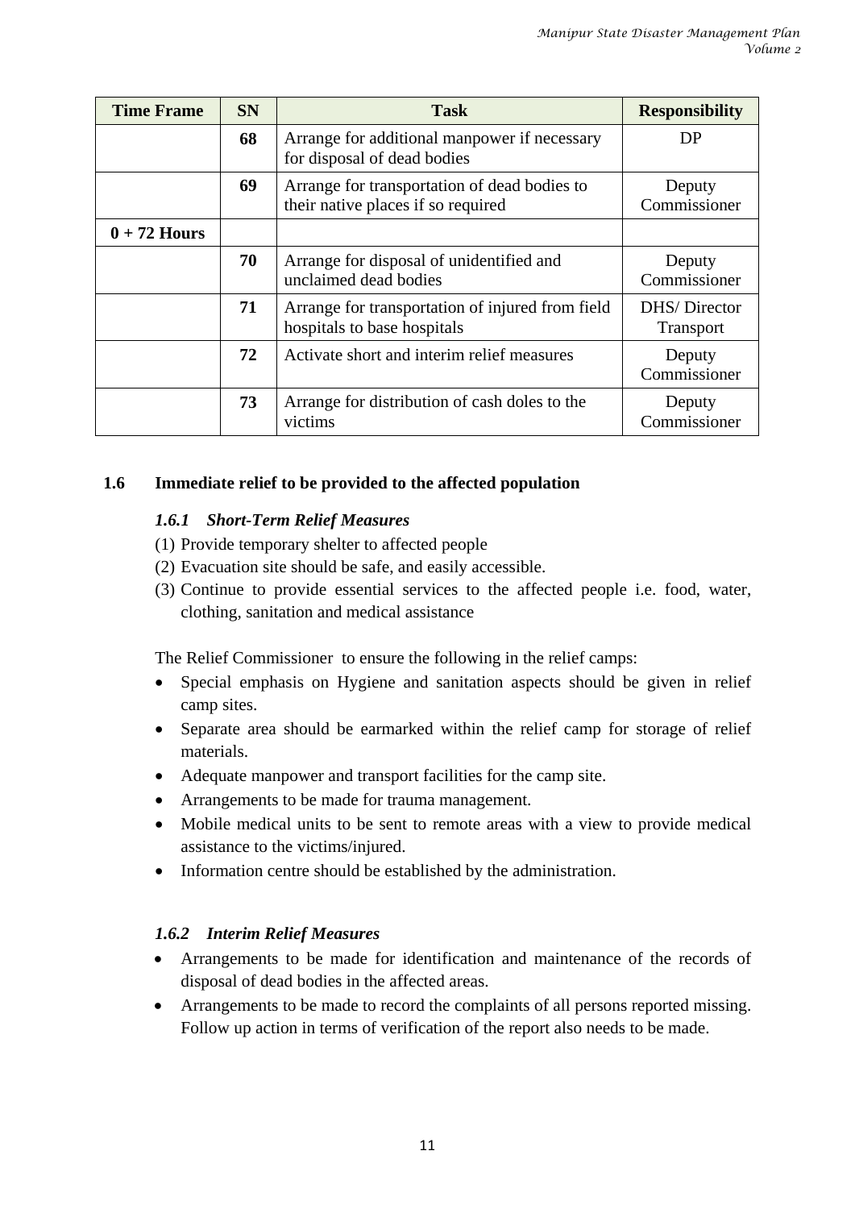| Time Frame | SN | Task | Responsibility |
|---|---|---|---|
| | **68** | Arrange for additional manpower if necessary for disposal of dead bodies | DP |
| | **69** | Arrange for transportation of dead bodies to their native places if so required | Deputy Commissioner |
| **0 + 72 Hours** | | | |
| | **70** | Arrange for disposal of unidentified and unclaimed dead bodies | Deputy Commissioner |
| | **71** | Arrange for transportation of injured from field hospitals to base hospitals | DHS/ Director Transport |
| | **72** | Activate short and interim relief measures | Deputy Commissioner |
| | **73** | Arrange for distribution of cash doles to the victims | Deputy Commissioner |

## 1.6 Immediate relief to be provided to the affected population

### *1.6.1 Short-Term Relief Measures*

(1) Provide temporary shelter to affected people
(2) Evacuation site should be safe, and easily accessible.
(3) Continue to provide essential services to the affected people i.e. food, water, clothing, sanitation and medical assistance

The Relief Commissioner to ensure the following in the relief camps:

- Special emphasis on Hygiene and sanitation aspects should be given in relief camp sites.
- Separate area should be earmarked within the relief camp for storage of relief materials.
- Adequate manpower and transport facilities for the camp site.
- Arrangements to be made for trauma management.
- Mobile medical units to be sent to remote areas with a view to provide medical assistance to the victims/injured.
- Information centre should be established by the administration.

### *1.6.2 Interim Relief Measures*

- Arrangements to be made for identification and maintenance of the records of disposal of dead bodies in the affected areas.
- Arrangements to be made to record the complaints of all persons reported missing. Follow up action in terms of verification of the report also needs to be made.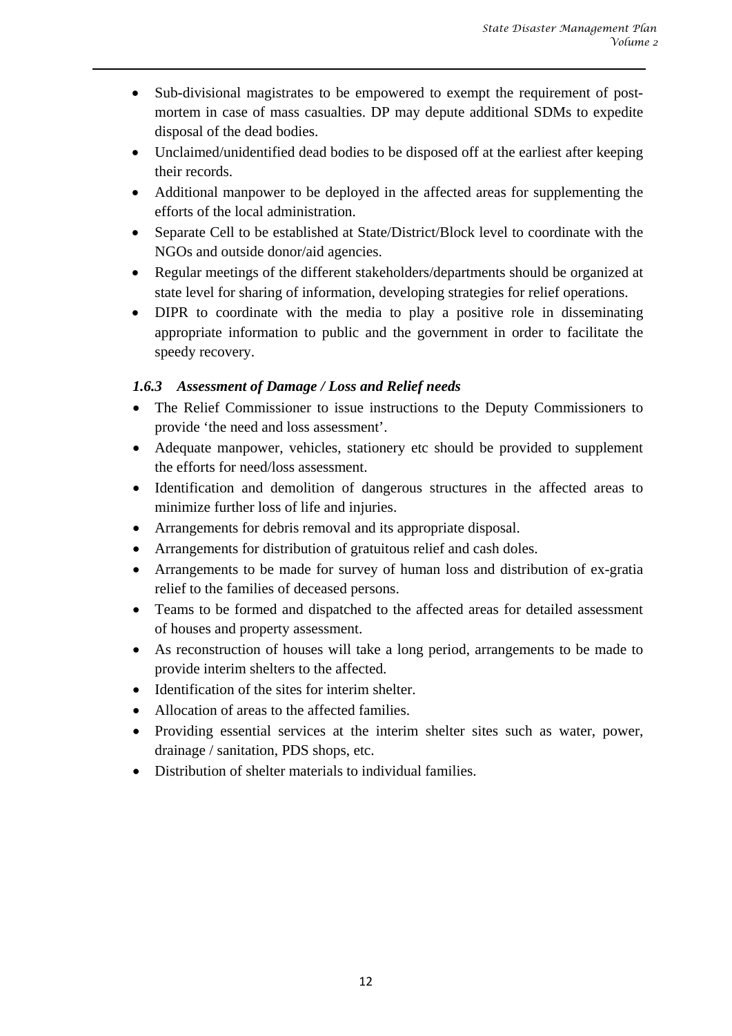- Sub-divisional magistrates to be empowered to exempt the requirement of post-mortem in case of mass casualties. DP may depute additional SDMs to expedite disposal of the dead bodies.
- Unclaimed/unidentified dead bodies to be disposed off at the earliest after keeping their records.
- Additional manpower to be deployed in the affected areas for supplementing the efforts of the local administration.
- Separate Cell to be established at State/District/Block level to coordinate with the NGOs and outside donor/aid agencies.
- Regular meetings of the different stakeholders/departments should be organized at state level for sharing of information, developing strategies for relief operations.
- DIPR to coordinate with the media to play a positive role in disseminating appropriate information to public and the government in order to facilitate the speedy recovery.

### *1.6.3 Assessment of Damage / Loss and Relief needs*

- The Relief Commissioner to issue instructions to the Deputy Commissioners to provide 'the need and loss assessment'.
- Adequate manpower, vehicles, stationery etc should be provided to supplement the efforts for need/loss assessment.
- Identification and demolition of dangerous structures in the affected areas to minimize further loss of life and injuries.
- Arrangements for debris removal and its appropriate disposal.
- Arrangements for distribution of gratuitous relief and cash doles.
- Arrangements to be made for survey of human loss and distribution of ex-gratia relief to the families of deceased persons.
- Teams to be formed and dispatched to the affected areas for detailed assessment of houses and property assessment.
- As reconstruction of houses will take a long period, arrangements to be made to provide interim shelters to the affected.
- Identification of the sites for interim shelter.
- Allocation of areas to the affected families.
- Providing essential services at the interim shelter sites such as water, power, drainage / sanitation, PDS shops, etc.
- Distribution of shelter materials to individual families.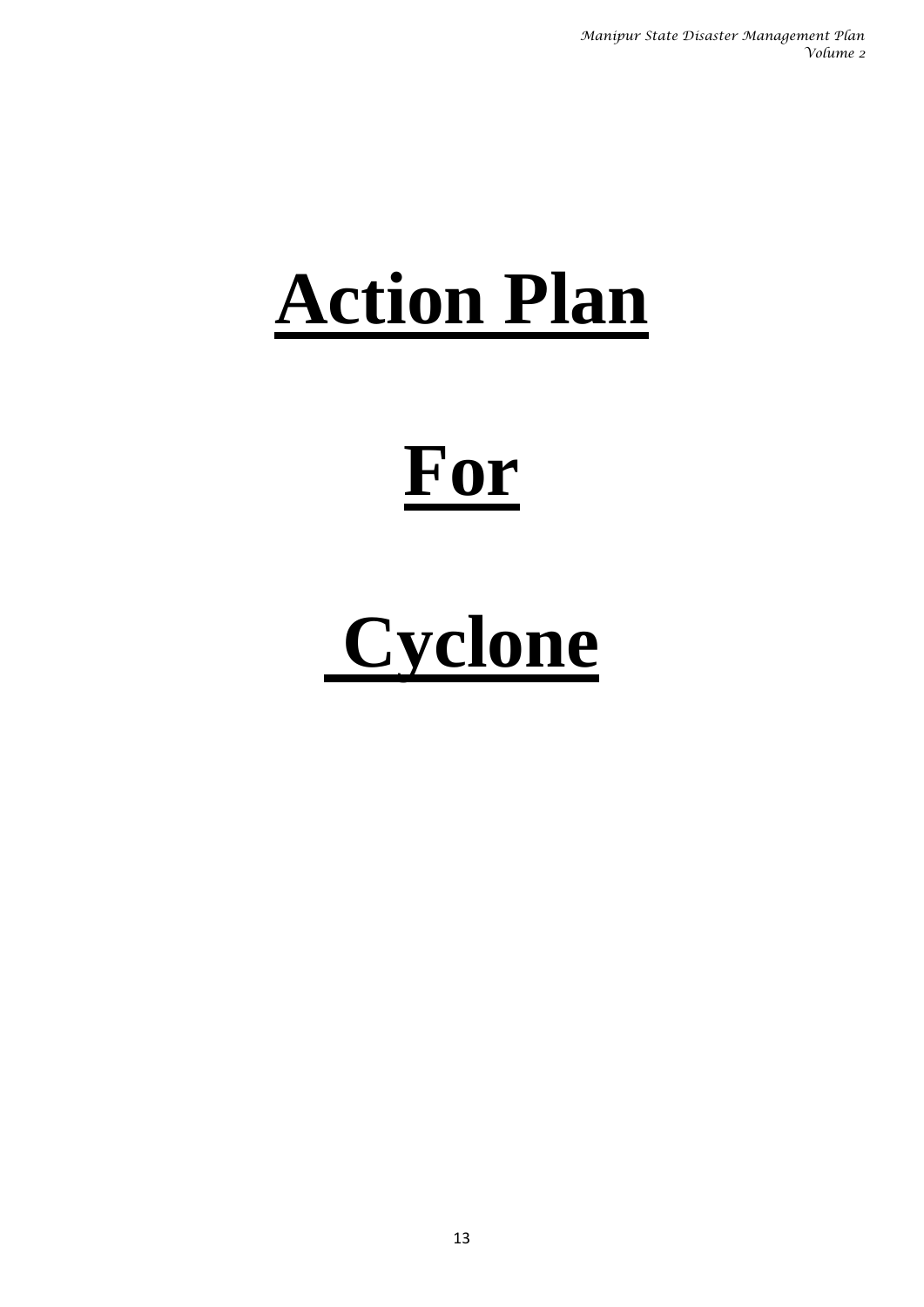# Action Plan

# For

# Cyclone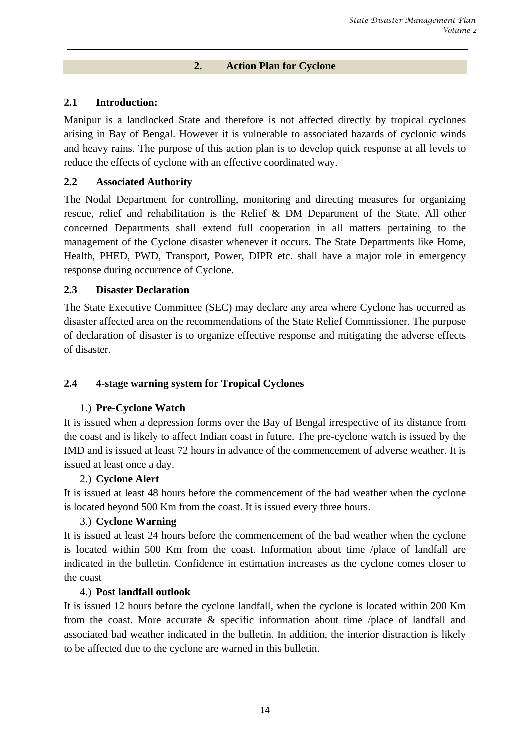## 2. Action Plan for Cyclone

### 2.1 Introduction:

Manipur is a landlocked State and therefore is not affected directly by tropical cyclones arising in Bay of Bengal. However it is vulnerable to associated hazards of cyclonic winds and heavy rains. The purpose of this action plan is to develop quick response at all levels to reduce the effects of cyclone with an effective coordinated way.

### 2.2 Associated Authority

The Nodal Department for controlling, monitoring and directing measures for organizing rescue, relief and rehabilitation is the Relief & DM Department of the State. All other concerned Departments shall extend full cooperation in all matters pertaining to the management of the Cyclone disaster whenever it occurs. The State Departments like Home, Health, PHED, PWD, Transport, Power, DIPR etc. shall have a major role in emergency response during occurrence of Cyclone.

### 2.3 Disaster Declaration

The State Executive Committee (SEC) may declare any area where Cyclone has occurred as disaster affected area on the recommendations of the State Relief Commissioner. The purpose of declaration of disaster is to organize effective response and mitigating the adverse effects of disaster.

### 2.4 4-stage warning system for Tropical Cyclones

1.) **Pre-Cyclone Watch**

It is issued when a depression forms over the Bay of Bengal irrespective of its distance from the coast and is likely to affect Indian coast in future. The pre-cyclone watch is issued by the IMD and is issued at least 72 hours in advance of the commencement of adverse weather. It is issued at least once a day.

2.) **Cyclone Alert**

It is issued at least 48 hours before the commencement of the bad weather when the cyclone is located beyond 500 Km from the coast. It is issued every three hours.

3.) **Cyclone Warning**

It is issued at least 24 hours before the commencement of the bad weather when the cyclone is located within 500 Km from the coast. Information about time /place of landfall are indicated in the bulletin. Confidence in estimation increases as the cyclone comes closer to the coast

4.) **Post landfall outlook**

It is issued 12 hours before the cyclone landfall, when the cyclone is located within 200 Km from the coast. More accurate & specific information about time /place of landfall and associated bad weather indicated in the bulletin. In addition, the interior distraction is likely to be affected due to the cyclone are warned in this bulletin.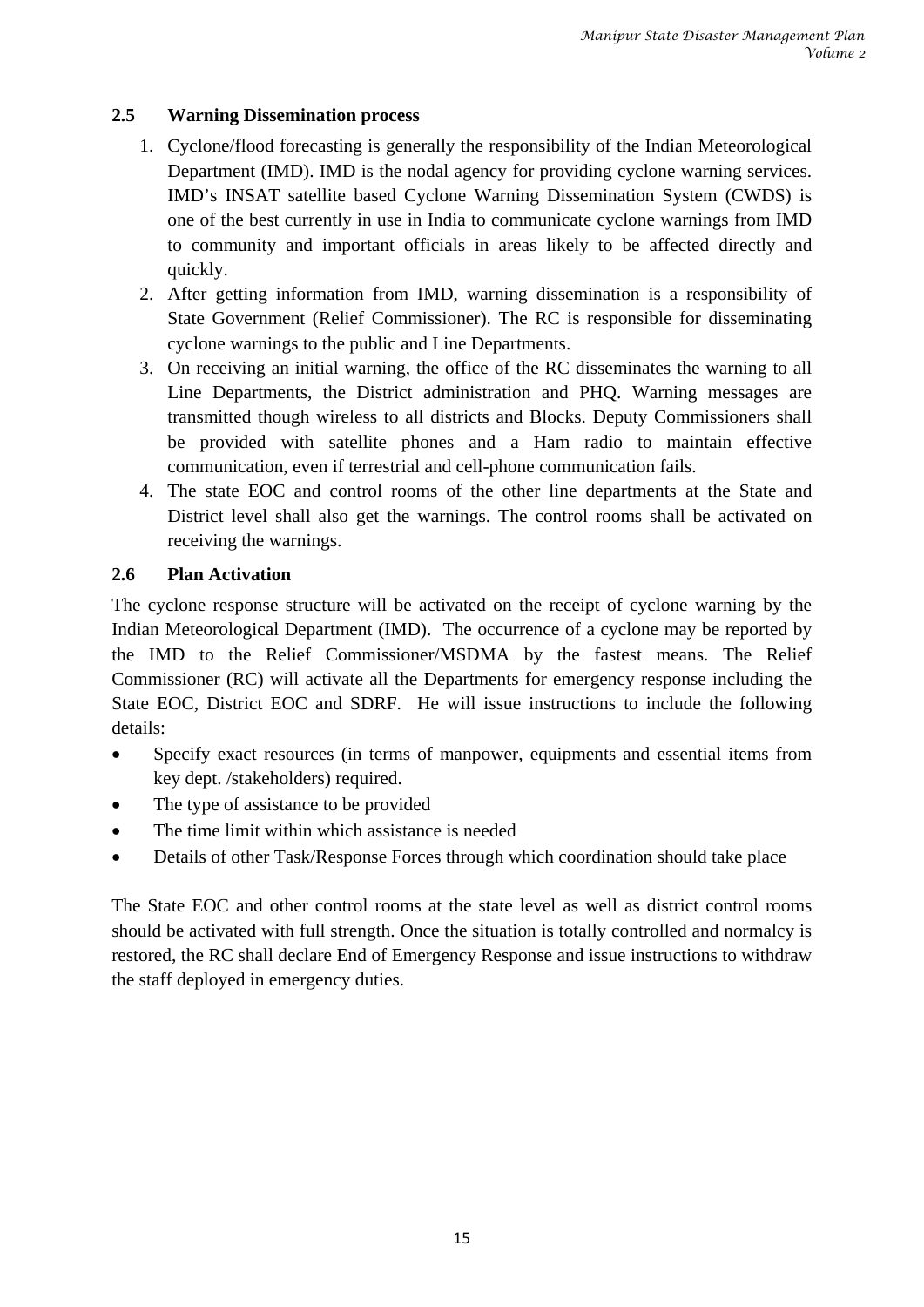## 2.5 Warning Dissemination process

1. Cyclone/flood forecasting is generally the responsibility of the Indian Meteorological Department (IMD). IMD is the nodal agency for providing cyclone warning services. IMD's INSAT satellite based Cyclone Warning Dissemination System (CWDS) is one of the best currently in use in India to communicate cyclone warnings from IMD to community and important officials in areas likely to be affected directly and quickly.
2. After getting information from IMD, warning dissemination is a responsibility of State Government (Relief Commissioner). The RC is responsible for disseminating cyclone warnings to the public and Line Departments.
3. On receiving an initial warning, the office of the RC disseminates the warning to all Line Departments, the District administration and PHQ. Warning messages are transmitted though wireless to all districts and Blocks. Deputy Commissioners shall be provided with satellite phones and a Ham radio to maintain effective communication, even if terrestrial and cell-phone communication fails.
4. The state EOC and control rooms of the other line departments at the State and District level shall also get the warnings. The control rooms shall be activated on receiving the warnings.

## 2.6 Plan Activation

The cyclone response structure will be activated on the receipt of cyclone warning by the Indian Meteorological Department (IMD). The occurrence of a cyclone may be reported by the IMD to the Relief Commissioner/MSDMA by the fastest means. The Relief Commissioner (RC) will activate all the Departments for emergency response including the State EOC, District EOC and SDRF. He will issue instructions to include the following details:

- Specify exact resources (in terms of manpower, equipments and essential items from key dept. /stakeholders) required.
- The type of assistance to be provided
- The time limit within which assistance is needed
- Details of other Task/Response Forces through which coordination should take place

The State EOC and other control rooms at the state level as well as district control rooms should be activated with full strength. Once the situation is totally controlled and normalcy is restored, the RC shall declare End of Emergency Response and issue instructions to withdraw the staff deployed in emergency duties.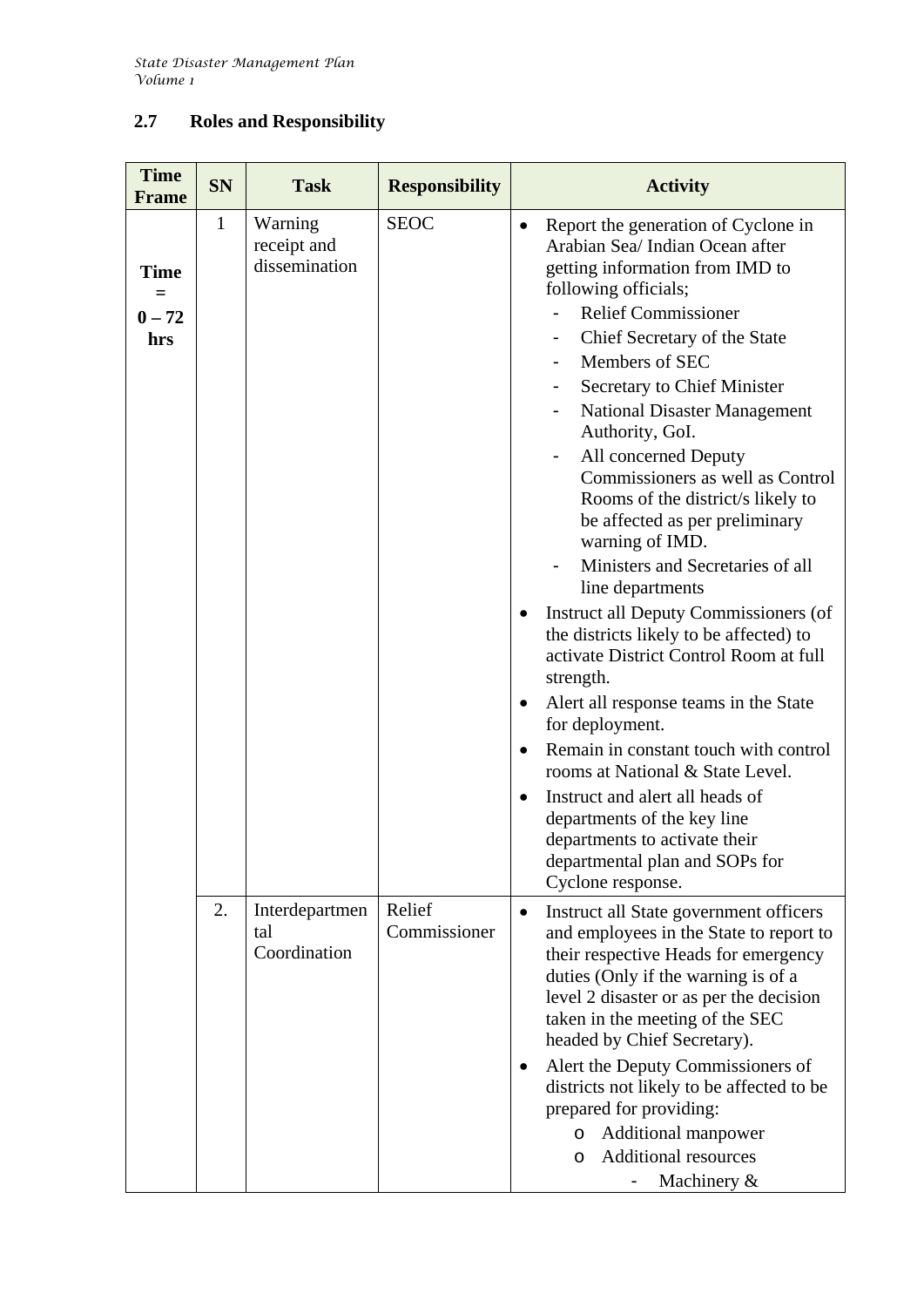## 2.7 Roles and Responsibility

| Time Frame | SN | Task | Responsibility | Activity |
|---|---|---|---|---|
| **Time = 0 – 72 hrs** | 1 | Warning receipt and dissemination | SEOC | • Report the generation of Cyclone in Arabian Sea/ Indian Ocean after getting information from IMD to following officials; <br> - Relief Commissioner <br> - Chief Secretary of the State <br> - Members of SEC <br> - Secretary to Chief Minister <br> - National Disaster Management Authority, GoI. <br> - All concerned Deputy Commissioners as well as Control Rooms of the district/s likely to be affected as per preliminary warning of IMD. <br> - Ministers and Secretaries of all line departments <br> • Instruct all Deputy Commissioners (of the districts likely to be affected) to activate District Control Room at full strength. <br> • Alert all response teams in the State for deployment. <br> • Remain in constant touch with control rooms at National & State Level. <br> • Instruct and alert all heads of departments of the key line departments to activate their departmental plan and SOPs for Cyclone response. |
| | 2. | Interdepartmental Coordination | Relief Commissioner | • Instruct all State government officers and employees in the State to report to their respective Heads for emergency duties (Only if the warning is of a level 2 disaster or as per the decision taken in the meeting of the SEC headed by Chief Secretary). <br> • Alert the Deputy Commissioners of districts not likely to be affected to be prepared for providing: <br> o Additional manpower <br> o Additional resources <br> - Machinery & |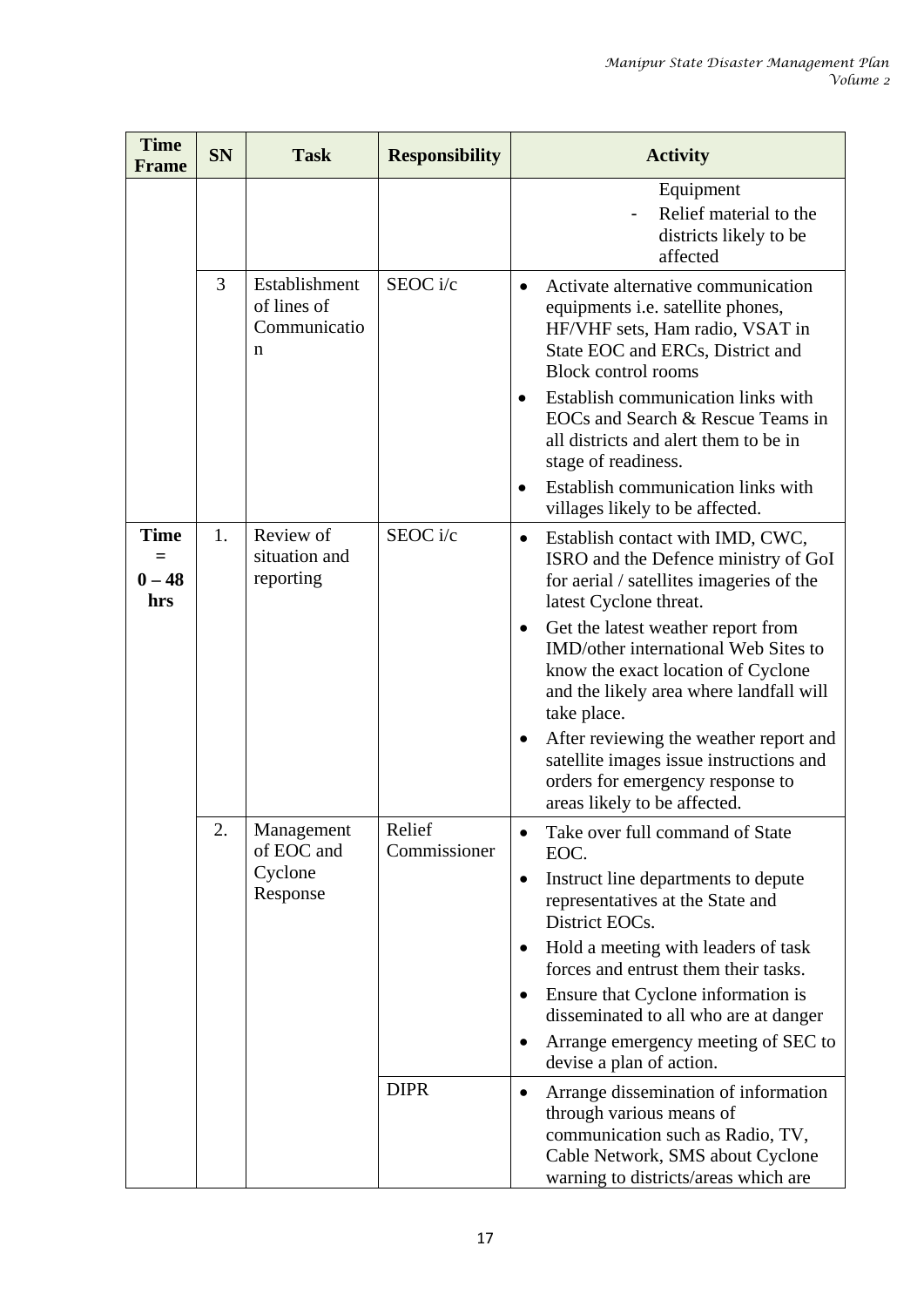| Time Frame | SN | Task | Responsibility | Activity |
|---|---|---|---|---|
| | | | | Equipment<br>- Relief material to the districts likely to be affected |
| | 3 | Establishment of lines of Communication | SEOC i/c | • Activate alternative communication equipments i.e. satellite phones, HF/VHF sets, Ham radio, VSAT in State EOC and ERCs, District and Block control rooms<br>• Establish communication links with EOCs and Search & Rescue Teams in all districts and alert them to be in stage of readiness.<br>• Establish communication links with villages likely to be affected. |
| **Time = 0 – 48 hrs** | 1. | Review of situation and reporting | SEOC i/c | • Establish contact with IMD, CWC, ISRO and the Defence ministry of GoI for aerial / satellites imageries of the latest Cyclone threat.<br>• Get the latest weather report from IMD/other international Web Sites to know the exact location of Cyclone and the likely area where landfall will take place.<br>• After reviewing the weather report and satellite images issue instructions and orders for emergency response to areas likely to be affected. |
| | 2. | Management of EOC and Cyclone Response | Relief Commissioner | • Take over full command of State EOC.<br>• Instruct line departments to depute representatives at the State and District EOCs.<br>• Hold a meeting with leaders of task forces and entrust them their tasks.<br>• Ensure that Cyclone information is disseminated to all who are at danger<br>• Arrange emergency meeting of SEC to devise a plan of action. |
| | | | DIPR | • Arrange dissemination of information through various means of communication such as Radio, TV, Cable Network, SMS about Cyclone warning to districts/areas which are |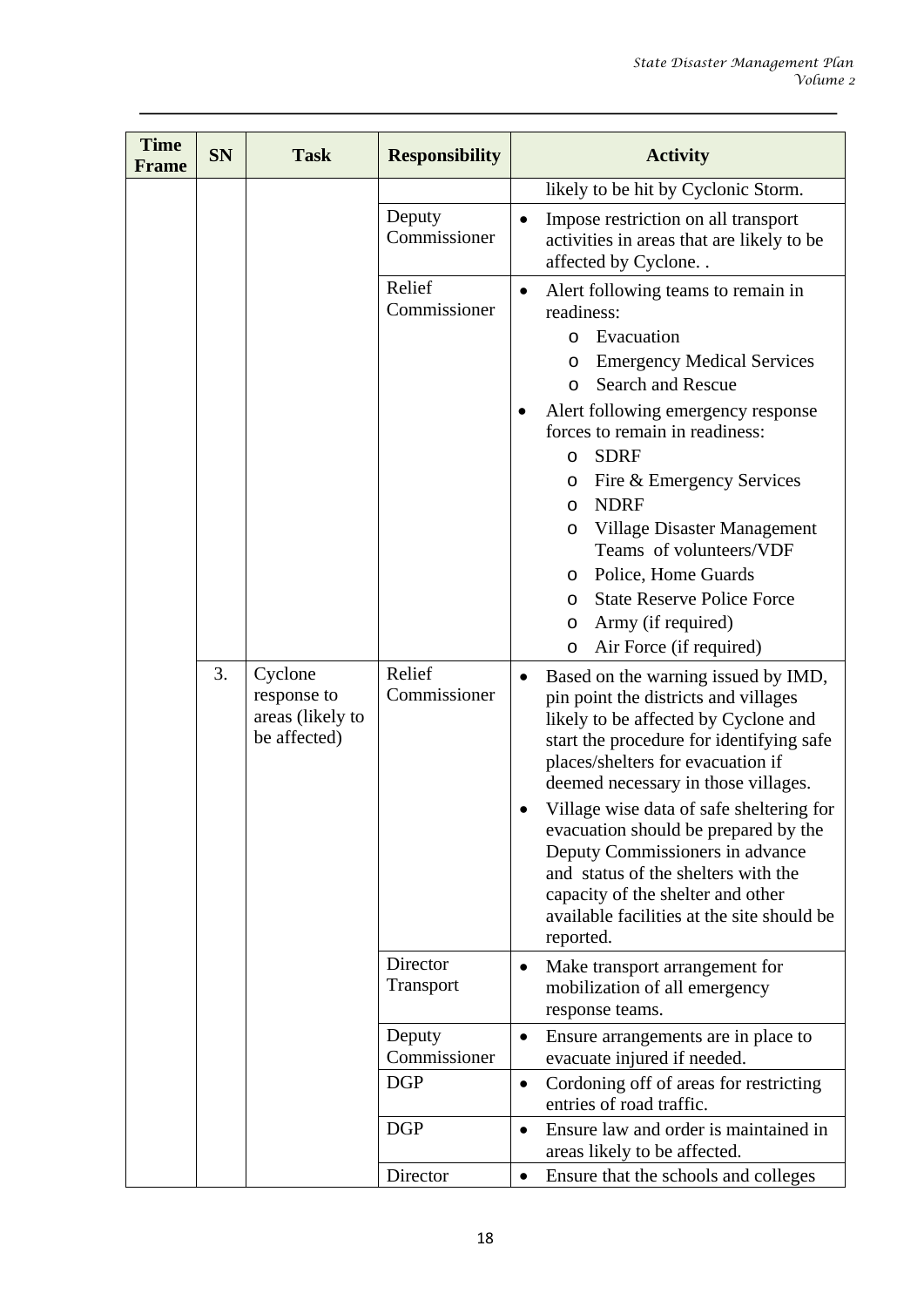| Time Frame | SN | Task | Responsibility | Activity |
|---|---|---|---|---|
| | | | | likely to be hit by Cyclonic Storm. |
| | | | Deputy Commissioner | • Impose restriction on all transport activities in areas that are likely to be affected by Cyclone. . |
| | | | Relief Commissioner | • Alert following teams to remain in readiness:<br>o Evacuation<br>o Emergency Medical Services<br>o Search and Rescue<br>• Alert following emergency response forces to remain in readiness:<br>o SDRF<br>o Fire & Emergency Services<br>o NDRF<br>o Village Disaster Management Teams of volunteers/VDF<br>o Police, Home Guards<br>o State Reserve Police Force<br>o Army (if required)<br>o Air Force (if required) |
| | 3. | Cyclone response to areas (likely to be affected) | Relief Commissioner | • Based on the warning issued by IMD, pin point the districts and villages likely to be affected by Cyclone and start the procedure for identifying safe places/shelters for evacuation if deemed necessary in those villages.<br>• Village wise data of safe sheltering for evacuation should be prepared by the Deputy Commissioners in advance and status of the shelters with the capacity of the shelter and other available facilities at the site should be reported. |
| | | | Director Transport | • Make transport arrangement for mobilization of all emergency response teams. |
| | | | Deputy Commissioner | • Ensure arrangements are in place to evacuate injured if needed. |
| | | | DGP | • Cordoning off of areas for restricting entries of road traffic. |
| | | | DGP | • Ensure law and order is maintained in areas likely to be affected. |
| | | | Director | • Ensure that the schools and colleges |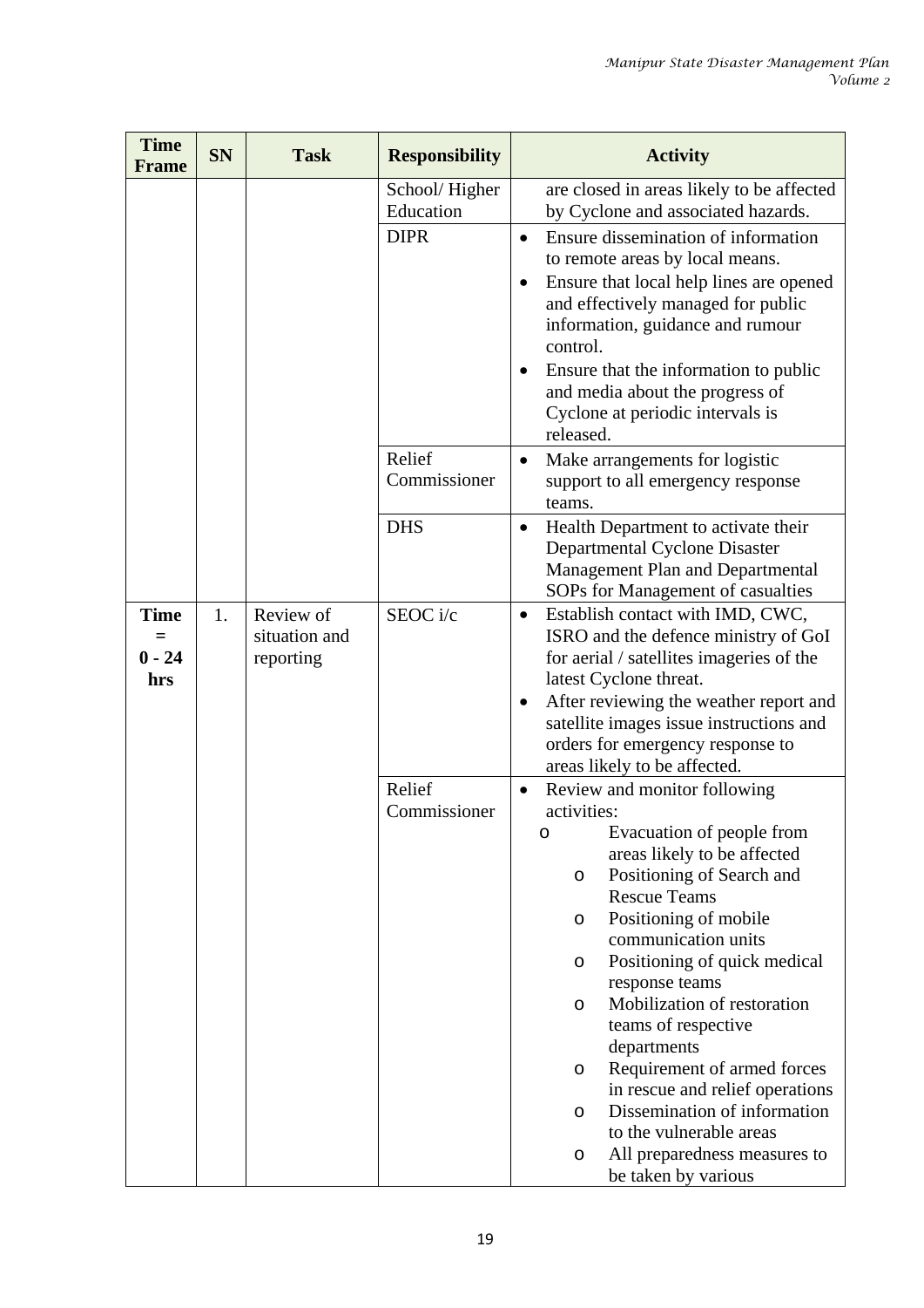| Time Frame | SN | Task | Responsibility | Activity |
|---|---|---|---|---|
| | | | School/ Higher Education | are closed in areas likely to be affected by Cyclone and associated hazards. |
| | | | DIPR | • Ensure dissemination of information to remote areas by local means.<br>• Ensure that local help lines are opened and effectively managed for public information, guidance and rumour control.<br>• Ensure that the information to public and media about the progress of Cyclone at periodic intervals is released. |
| | | | Relief Commissioner | • Make arrangements for logistic support to all emergency response teams. |
| | | | DHS | • Health Department to activate their Departmental Cyclone Disaster Management Plan and Departmental SOPs for Management of casualties |
| **Time = 0 - 24 hrs** | 1. | Review of situation and reporting | SEOC i/c | • Establish contact with IMD, CWC, ISRO and the defence ministry of GoI for aerial / satellites imageries of the latest Cyclone threat.<br>• After reviewing the weather report and satellite images issue instructions and orders for emergency response to areas likely to be affected. |
| | | | Relief Commissioner | • Review and monitor following activities:<br>o Evacuation of people from areas likely to be affected<br>o Positioning of Search and Rescue Teams<br>o Positioning of mobile communication units<br>o Positioning of quick medical response teams<br>o Mobilization of restoration teams of respective departments<br>o Requirement of armed forces in rescue and relief operations<br>o Dissemination of information to the vulnerable areas<br>o All preparedness measures to be taken by various |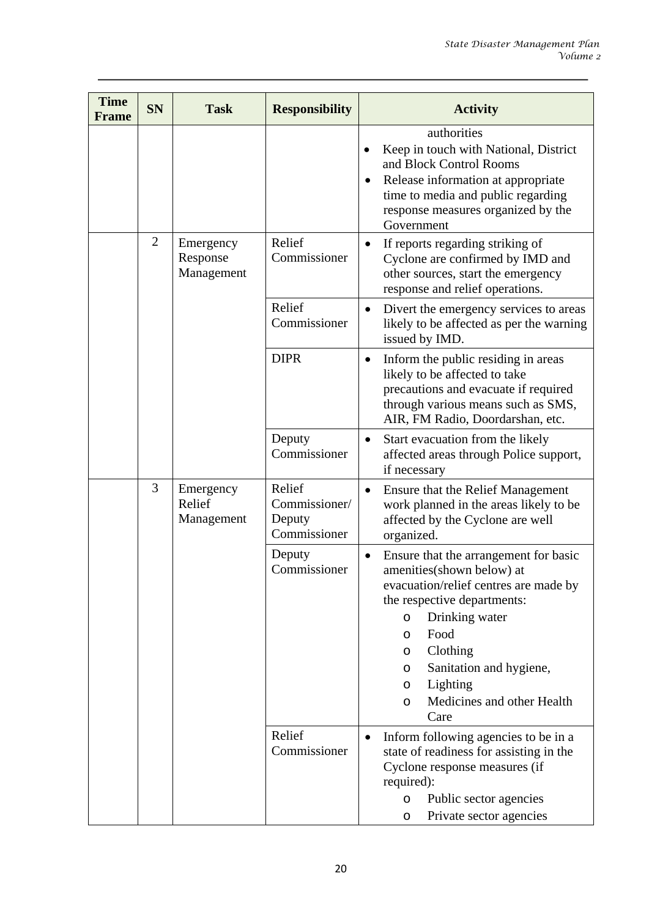| Time Frame | SN | Task | Responsibility | Activity |
| --- | --- | --- | --- | --- |
| | | | | authorities<br>• Keep in touch with National, District and Block Control Rooms<br>• Release information at appropriate time to media and public regarding response measures organized by the Government |
| | 2 | Emergency Response Management | Relief Commissioner | • If reports regarding striking of Cyclone are confirmed by IMD and other sources, start the emergency response and relief operations. |
| | | | Relief Commissioner | • Divert the emergency services to areas likely to be affected as per the warning issued by IMD. |
| | | | DIPR | • Inform the public residing in areas likely to be affected to take precautions and evacuate if required through various means such as SMS, AIR, FM Radio, Doordarshan, etc. |
| | | | Deputy Commissioner | • Start evacuation from the likely affected areas through Police support, if necessary |
| | 3 | Emergency Relief Management | Relief Commissioner/ Deputy Commissioner | • Ensure that the Relief Management work planned in the areas likely to be affected by the Cyclone are well organized. |
| | | | Deputy Commissioner | • Ensure that the arrangement for basic amenities(shown below) at evacuation/relief centres are made by the respective departments:<br>o Drinking water<br>o Food<br>o Clothing<br>o Sanitation and hygiene,<br>o Lighting<br>o Medicines and other Health Care |
| | | | Relief Commissioner | • Inform following agencies to be in a state of readiness for assisting in the Cyclone response measures (if required):<br>o Public sector agencies<br>o Private sector agencies |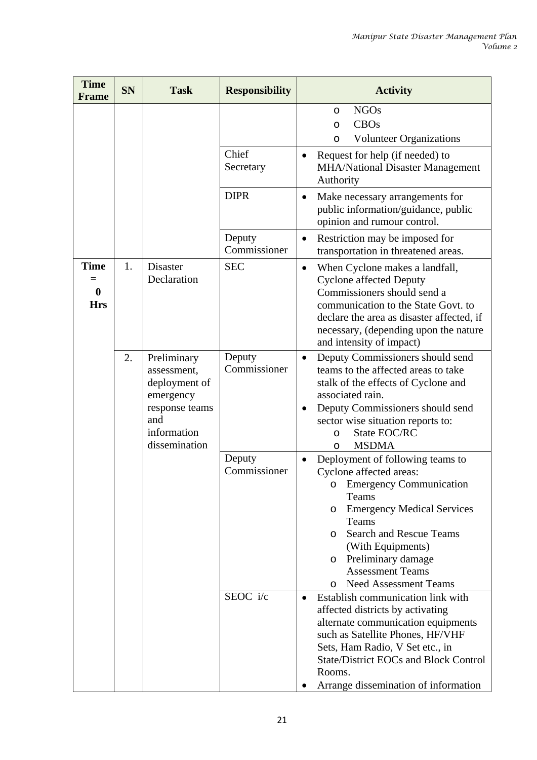| Time Frame | SN | Task | Responsibility | Activity |
|---|---|---|---|---|
| | | | | o NGOs<br>o CBOs<br>o Volunteer Organizations |
| | | | Chief Secretary | • Request for help (if needed) to MHA/National Disaster Management Authority |
| | | | DIPR | • Make necessary arrangements for public information/guidance, public opinion and rumour control. |
| | | | Deputy Commissioner | • Restriction may be imposed for transportation in threatened areas. |
| **Time = 0 Hrs** | 1. | Disaster Declaration | SEC | • When Cyclone makes a landfall, Cyclone affected Deputy Commissioners should send a communication to the State Govt. to declare the area as disaster affected, if necessary, (depending upon the nature and intensity of impact) |
| | 2. | Preliminary assessment, deployment of emergency response teams and information dissemination | Deputy Commissioner | • Deputy Commissioners should send teams to the affected areas to take stalk of the effects of Cyclone and associated rain.<br>• Deputy Commissioners should send sector wise situation reports to:<br>o State EOC/RC<br>o MSDMA |
| | | | Deputy Commissioner | • Deployment of following teams to Cyclone affected areas:<br>o Emergency Communication Teams<br>o Emergency Medical Services Teams<br>o Search and Rescue Teams (With Equipments)<br>o Preliminary damage Assessment Teams<br>o Need Assessment Teams |
| | | | SEOC i/c | • Establish communication link with affected districts by activating alternate communication equipments such as Satellite Phones, HF/VHF Sets, Ham Radio, V Set etc., in State/District EOCs and Block Control Rooms.<br>• Arrange dissemination of information |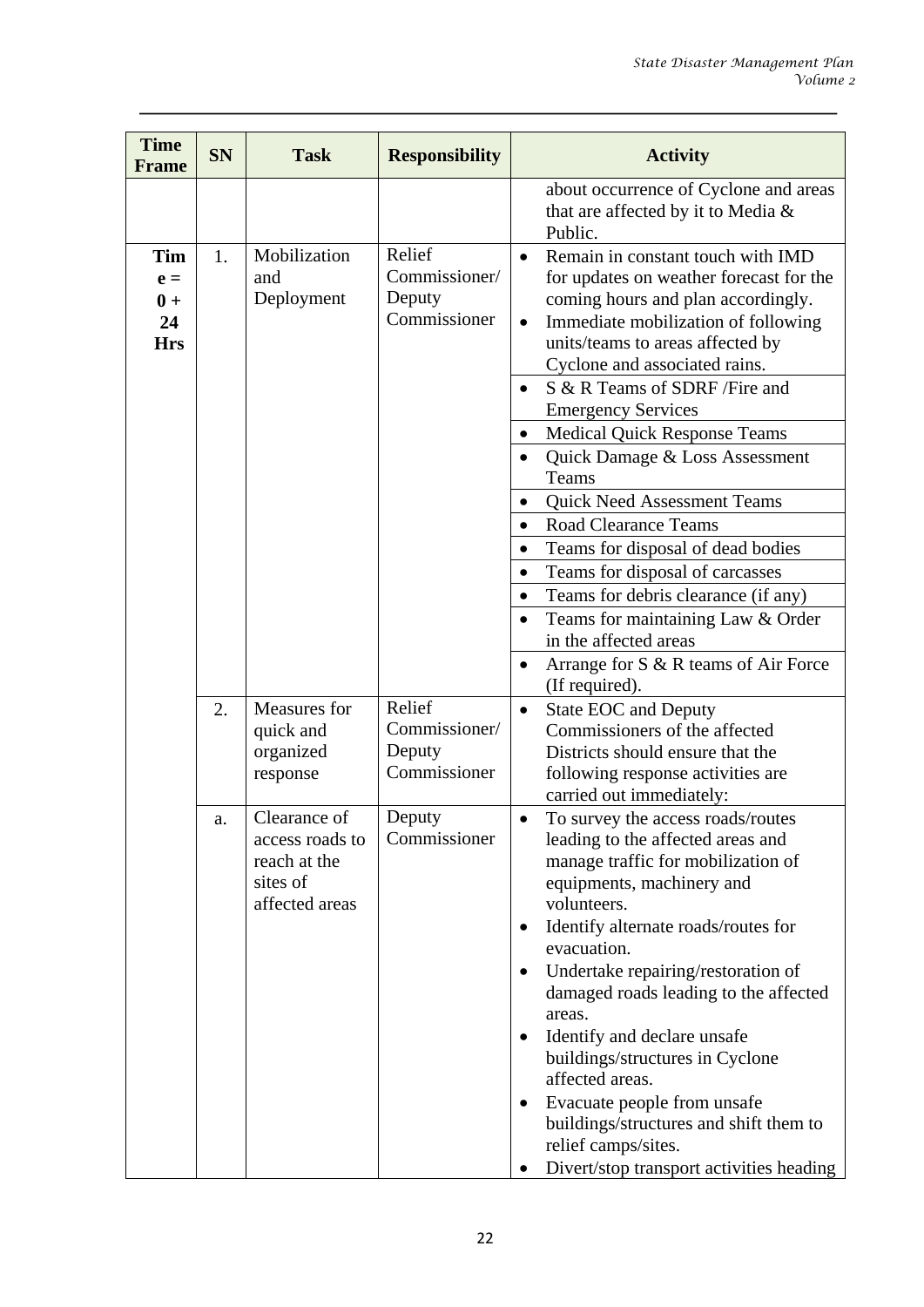| Time Frame | SN | Task | Responsibility | Activity |
|---|---|---|---|---|
| | | | | about occurrence of Cyclone and areas that are affected by it to Media & Public. |
| **Time = 0 + 24 Hrs** | 1. | Mobilization and Deployment | Relief Commissioner/ Deputy Commissioner | • Remain in constant touch with IMD for updates on weather forecast for the coming hours and plan accordingly.<br>• Immediate mobilization of following units/teams to areas affected by Cyclone and associated rains. |
| | | | | • S & R Teams of SDRF /Fire and Emergency Services |
| | | | | • Medical Quick Response Teams |
| | | | | • Quick Damage & Loss Assessment Teams |
| | | | | • Quick Need Assessment Teams |
| | | | | • Road Clearance Teams |
| | | | | • Teams for disposal of dead bodies |
| | | | | • Teams for disposal of carcasses |
| | | | | • Teams for debris clearance (if any) |
| | | | | • Teams for maintaining Law & Order in the affected areas |
| | | | | • Arrange for S & R teams of Air Force (If required). |
| | 2. | Measures for quick and organized response | Relief Commissioner/ Deputy Commissioner | • State EOC and Deputy Commissioners of the affected Districts should ensure that the following response activities are carried out immediately: |
| | a. | Clearance of access roads to reach at the sites of affected areas | Deputy Commissioner | • To survey the access roads/routes leading to the affected areas and manage traffic for mobilization of equipments, machinery and volunteers.<br>• Identify alternate roads/routes for evacuation.<br>• Undertake repairing/restoration of damaged roads leading to the affected areas.<br>• Identify and declare unsafe buildings/structures in Cyclone affected areas.<br>• Evacuate people from unsafe buildings/structures and shift them to relief camps/sites.<br>• Divert/stop transport activities heading |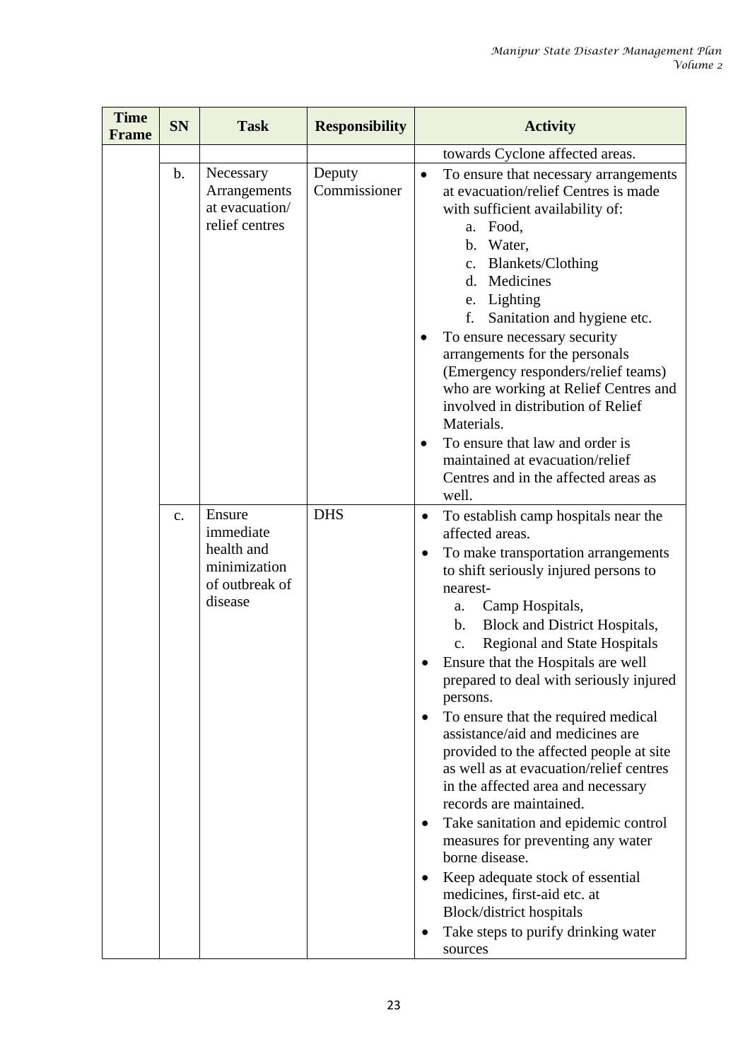| Time Frame | SN | Task | Responsibility | Activity |
|---|---|---|---|---|
| | | | | towards Cyclone affected areas. |
| | b. | Necessary Arrangements at evacuation/ relief centres | Deputy Commissioner | • To ensure that necessary arrangements at evacuation/relief Centres is made with sufficient availability of:<br>a. Food,<br>b. Water,<br>c. Blankets/Clothing<br>d. Medicines<br>e. Lighting<br>f. Sanitation and hygiene etc.<br>• To ensure necessary security arrangements for the personals (Emergency responders/relief teams) who are working at Relief Centres and involved in distribution of Relief Materials.<br>• To ensure that law and order is maintained at evacuation/relief Centres and in the affected areas as well. |
| | c. | Ensure immediate health and minimization of outbreak of disease | DHS | • To establish camp hospitals near the affected areas.<br>• To make transportation arrangements to shift seriously injured persons to nearest-<br>a. Camp Hospitals,<br>b. Block and District Hospitals,<br>c. Regional and State Hospitals<br>• Ensure that the Hospitals are well prepared to deal with seriously injured persons.<br>• To ensure that the required medical assistance/aid and medicines are provided to the affected people at site as well as at evacuation/relief centres in the affected area and necessary records are maintained.<br>• Take sanitation and epidemic control measures for preventing any water borne disease.<br>• Keep adequate stock of essential medicines, first-aid etc. at Block/district hospitals<br>• Take steps to purify drinking water sources |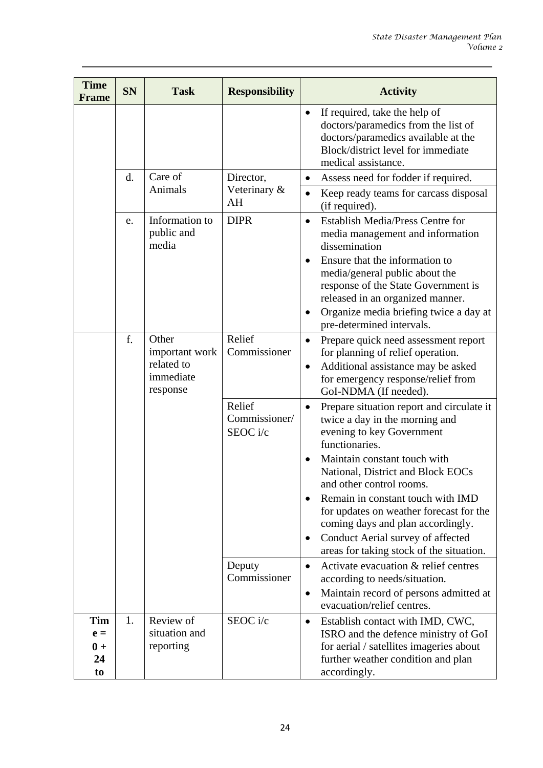| Time Frame | SN | Task | Responsibility | Activity |
| --- | --- | --- | --- | --- |
| | | | | • If required, take the help of doctors/paramedics from the list of doctors/paramedics available at the Block/district level for immediate medical assistance. |
| | d. | Care of Animals | Director, Veterinary & AH | • Assess need for fodder if required.<br>• Keep ready teams for carcass disposal (if required). |
| | e. | Information to public and media | DIPR | • Establish Media/Press Centre for media management and information dissemination<br>• Ensure that the information to media/general public about the response of the State Government is released in an organized manner.<br>• Organize media briefing twice a day at pre-determined intervals. |
| | f. | Other important work related to immediate response | Relief Commissioner | • Prepare quick need assessment report for planning of relief operation.<br>• Additional assistance may be asked for emergency response/relief from GoI-NDMA (If needed). |
| | | | Relief Commissioner/ SEOC i/c | • Prepare situation report and circulate it twice a day in the morning and evening to key Government functionaries.<br>• Maintain constant touch with National, District and Block EOCs and other control rooms.<br>• Remain in constant touch with IMD for updates on weather forecast for the coming days and plan accordingly.<br>• Conduct Aerial survey of affected areas for taking stock of the situation. |
| | | | Deputy Commissioner | • Activate evacuation & relief centres according to needs/situation.<br>• Maintain record of persons admitted at evacuation/relief centres. |
| **Time = 0 + 24 to** | 1. | Review of situation and reporting | SEOC i/c | • Establish contact with IMD, CWC, ISRO and the defence ministry of GoI for aerial / satellites imageries about further weather condition and plan accordingly. |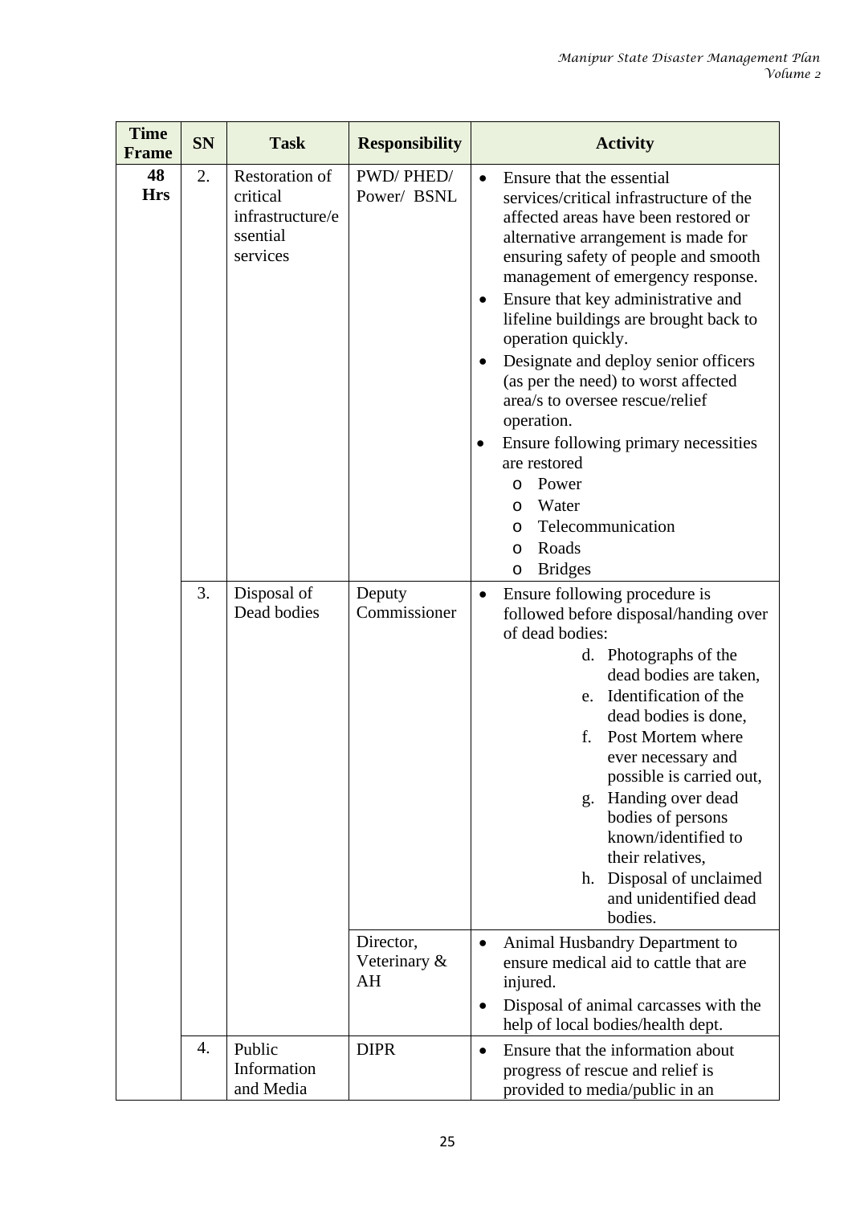| Time Frame | SN | Task | Responsibility | Activity |
|---|---|---|---|---|
| **48 Hrs** | 2. | Restoration of critical infrastructure/essential services | PWD/ PHED/ Power/ BSNL | • Ensure that the essential services/critical infrastructure of the affected areas have been restored or alternative arrangement is made for ensuring safety of people and smooth management of emergency response.<br>• Ensure that key administrative and lifeline buildings are brought back to operation quickly.<br>• Designate and deploy senior officers (as per the need) to worst affected area/s to oversee rescue/relief operation.<br>• Ensure following primary necessities are restored<br>o Power<br>o Water<br>o Telecommunication<br>o Roads<br>o Bridges |
| | 3. | Disposal of Dead bodies | Deputy Commissioner | • Ensure following procedure is followed before disposal/handing over of dead bodies:<br>d. Photographs of the dead bodies are taken,<br>e. Identification of the dead bodies is done,<br>f. Post Mortem where ever necessary and possible is carried out,<br>g. Handing over dead bodies of persons known/identified to their relatives,<br>h. Disposal of unclaimed and unidentified dead bodies. |
| | | | Director, Veterinary & AH | • Animal Husbandry Department to ensure medical aid to cattle that are injured.<br>• Disposal of animal carcasses with the help of local bodies/health dept. |
| | 4. | Public Information and Media | DIPR | • Ensure that the information about progress of rescue and relief is provided to media/public in an |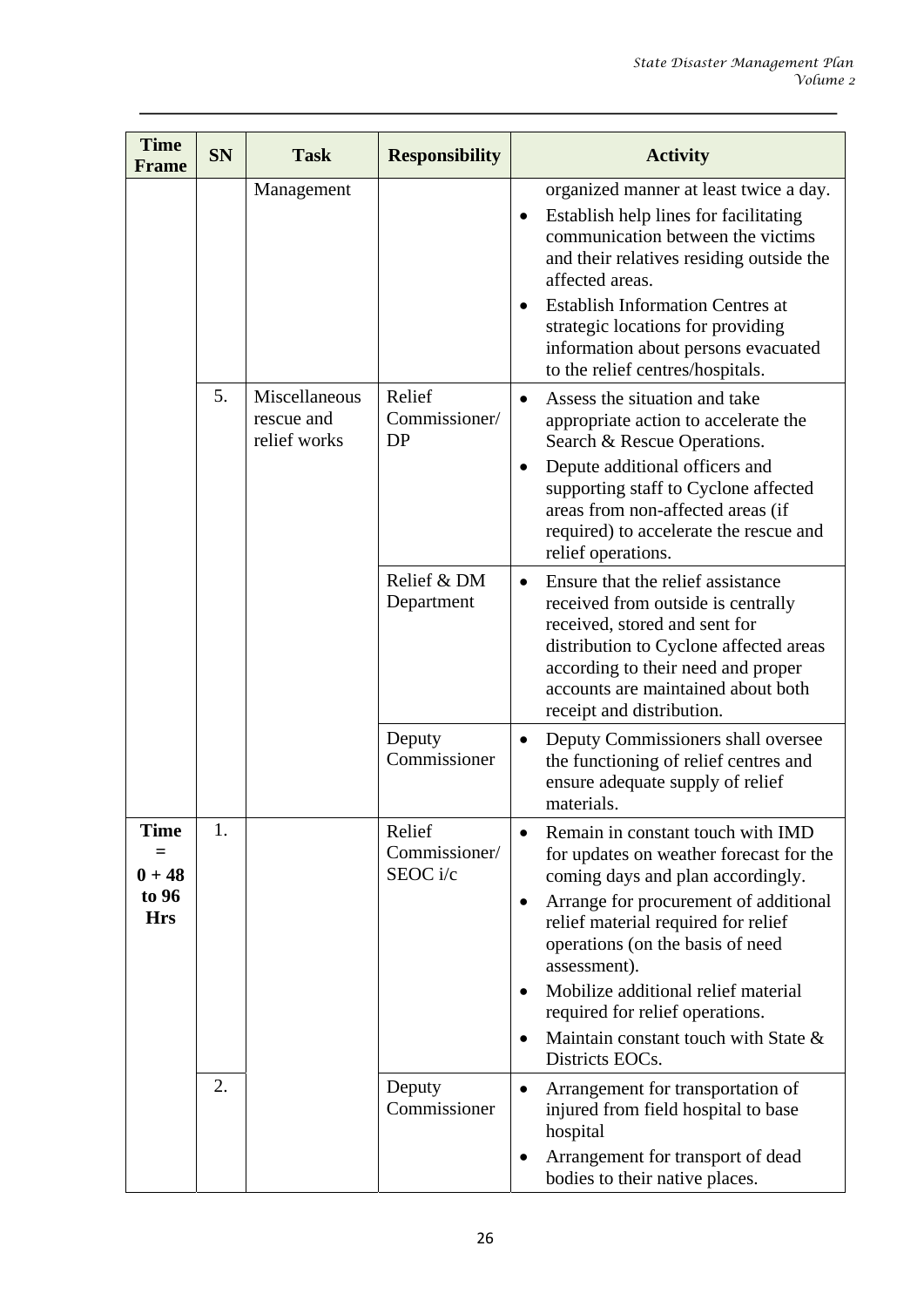| Time Frame | SN | Task | Responsibility | Activity |
|---|---|---|---|---|
| | | Management | | organized manner at least twice a day.<br>• Establish help lines for facilitating communication between the victims and their relatives residing outside the affected areas.<br>• Establish Information Centres at strategic locations for providing information about persons evacuated to the relief centres/hospitals. |
| | 5. | Miscellaneous rescue and relief works | Relief Commissioner/ DP | • Assess the situation and take appropriate action to accelerate the Search & Rescue Operations.<br>• Depute additional officers and supporting staff to Cyclone affected areas from non-affected areas (if required) to accelerate the rescue and relief operations. |
| | | | Relief & DM Department | • Ensure that the relief assistance received from outside is centrally received, stored and sent for distribution to Cyclone affected areas according to their need and proper accounts are maintained about both receipt and distribution. |
| | | | Deputy Commissioner | • Deputy Commissioners shall oversee the functioning of relief centres and ensure adequate supply of relief materials. |
| **Time = 0 + 48 to 96 Hrs** | 1. | | Relief Commissioner/ SEOC i/c | • Remain in constant touch with IMD for updates on weather forecast for the coming days and plan accordingly.<br>• Arrange for procurement of additional relief material required for relief operations (on the basis of need assessment).<br>• Mobilize additional relief material required for relief operations.<br>• Maintain constant touch with State & Districts EOCs. |
| | 2. | | Deputy Commissioner | • Arrangement for transportation of injured from field hospital to base hospital<br>• Arrangement for transport of dead bodies to their native places. |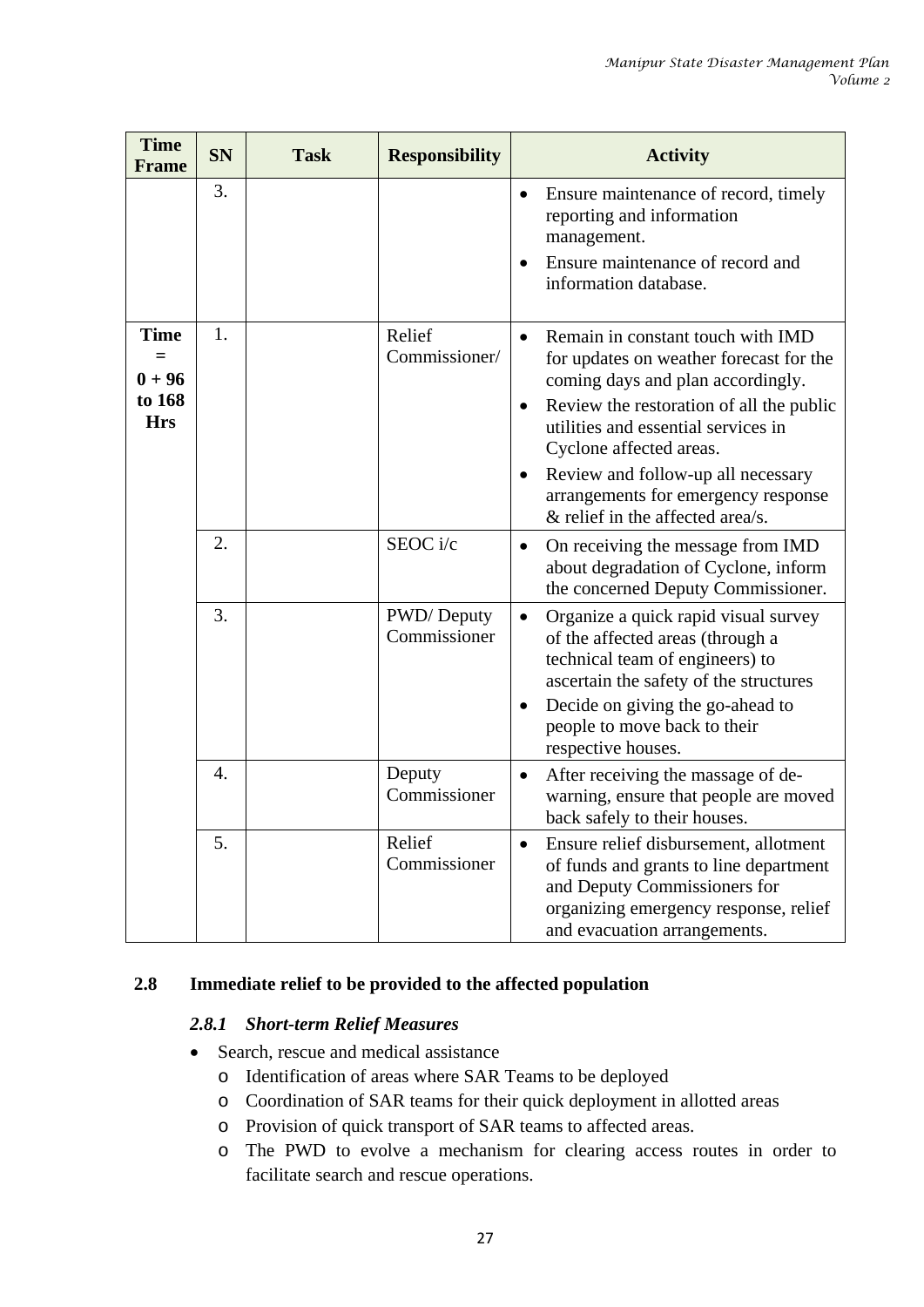| Time Frame | SN | Task | Responsibility | Activity |
|---|---|---|---|---|
| | 3. | | | • Ensure maintenance of record, timely reporting and information management.<br>• Ensure maintenance of record and information database. |
| **Time = 0 + 96 to 168 Hrs** | 1. | | Relief Commissioner/ | • Remain in constant touch with IMD for updates on weather forecast for the coming days and plan accordingly.<br>• Review the restoration of all the public utilities and essential services in Cyclone affected areas.<br>• Review and follow-up all necessary arrangements for emergency response & relief in the affected area/s. |
| | 2. | | SEOC i/c | • On receiving the message from IMD about degradation of Cyclone, inform the concerned Deputy Commissioner. |
| | 3. | | PWD/ Deputy Commissioner | • Organize a quick rapid visual survey of the affected areas (through a technical team of engineers) to ascertain the safety of the structures<br>• Decide on giving the go-ahead to people to move back to their respective houses. |
| | 4. | | Deputy Commissioner | • After receiving the massage of de-warning, ensure that people are moved back safely to their houses. |
| | 5. | | Relief Commissioner | • Ensure relief disbursement, allotment of funds and grants to line department and Deputy Commissioners for organizing emergency response, relief and evacuation arrangements. |

## 2.8 Immediate relief to be provided to the affected population

### *2.8.1 Short-term Relief Measures*

- Search, rescue and medical assistance
  - Identification of areas where SAR Teams to be deployed
  - Coordination of SAR teams for their quick deployment in allotted areas
  - Provision of quick transport of SAR teams to affected areas.
  - The PWD to evolve a mechanism for clearing access routes in order to facilitate search and rescue operations.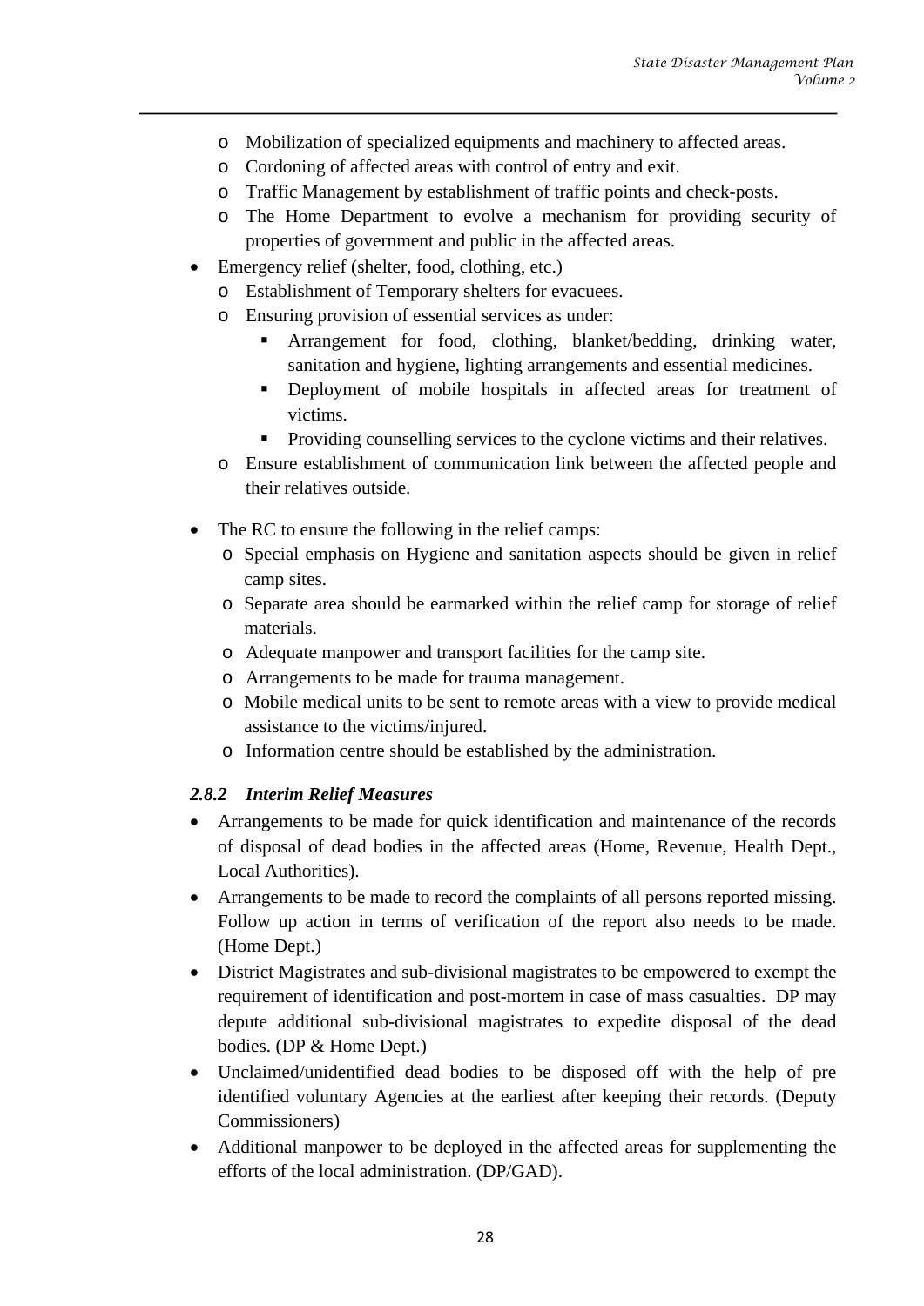- Mobilization of specialized equipments and machinery to affected areas.
  - Cordoning of affected areas with control of entry and exit.
  - Traffic Management by establishment of traffic points and check-posts.
  - The Home Department to evolve a mechanism for providing security of properties of government and public in the affected areas.
- Emergency relief (shelter, food, clothing, etc.)
  - Establishment of Temporary shelters for evacuees.
  - Ensuring provision of essential services as under:
    - Arrangement for food, clothing, blanket/bedding, drinking water, sanitation and hygiene, lighting arrangements and essential medicines.
    - Deployment of mobile hospitals in affected areas for treatment of victims.
    - Providing counselling services to the cyclone victims and their relatives.
  - Ensure establishment of communication link between the affected people and their relatives outside.

- The RC to ensure the following in the relief camps:
  - Special emphasis on Hygiene and sanitation aspects should be given in relief camp sites.
  - Separate area should be earmarked within the relief camp for storage of relief materials.
  - Adequate manpower and transport facilities for the camp site.
  - Arrangements to be made for trauma management.
  - Mobile medical units to be sent to remote areas with a view to provide medical assistance to the victims/injured.
  - Information centre should be established by the administration.

### *2.8.2 Interim Relief Measures*

- Arrangements to be made for quick identification and maintenance of the records of disposal of dead bodies in the affected areas (Home, Revenue, Health Dept., Local Authorities).
- Arrangements to be made to record the complaints of all persons reported missing. Follow up action in terms of verification of the report also needs to be made. (Home Dept.)
- District Magistrates and sub-divisional magistrates to be empowered to exempt the requirement of identification and post-mortem in case of mass casualties. DP may depute additional sub-divisional magistrates to expedite disposal of the dead bodies. (DP & Home Dept.)
- Unclaimed/unidentified dead bodies to be disposed off with the help of pre identified voluntary Agencies at the earliest after keeping their records. (Deputy Commissioners)
- Additional manpower to be deployed in the affected areas for supplementing the efforts of the local administration. (DP/GAD).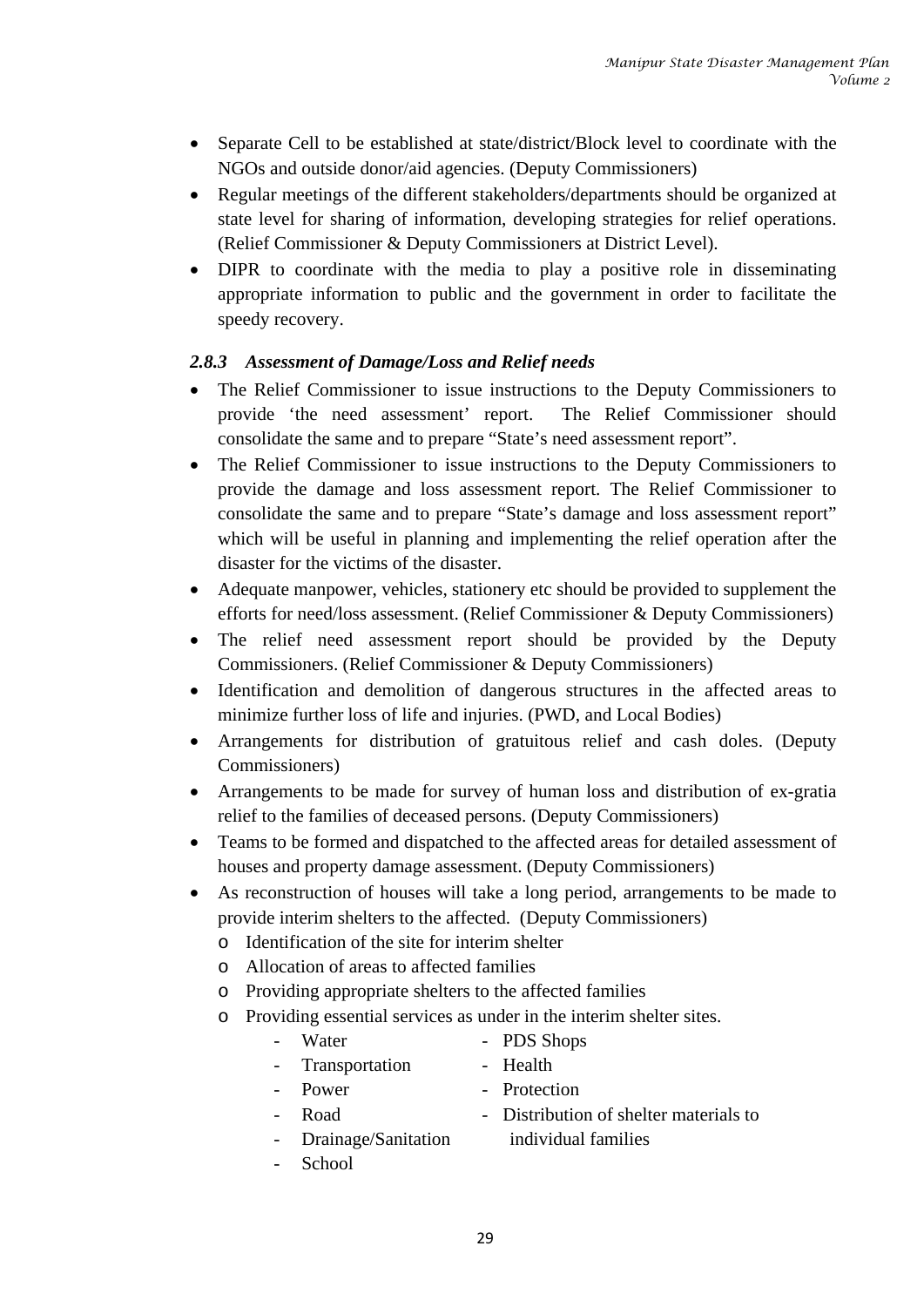- Separate Cell to be established at state/district/Block level to coordinate with the NGOs and outside donor/aid agencies. (Deputy Commissioners)
- Regular meetings of the different stakeholders/departments should be organized at state level for sharing of information, developing strategies for relief operations. (Relief Commissioner & Deputy Commissioners at District Level).
- DIPR to coordinate with the media to play a positive role in disseminating appropriate information to public and the government in order to facilitate the speedy recovery.

### *2.8.3 Assessment of Damage/Loss and Relief needs*

- The Relief Commissioner to issue instructions to the Deputy Commissioners to provide 'the need assessment' report. The Relief Commissioner should consolidate the same and to prepare "State's need assessment report".
- The Relief Commissioner to issue instructions to the Deputy Commissioners to provide the damage and loss assessment report. The Relief Commissioner to consolidate the same and to prepare "State's damage and loss assessment report" which will be useful in planning and implementing the relief operation after the disaster for the victims of the disaster.
- Adequate manpower, vehicles, stationery etc should be provided to supplement the efforts for need/loss assessment. (Relief Commissioner & Deputy Commissioners)
- The relief need assessment report should be provided by the Deputy Commissioners. (Relief Commissioner & Deputy Commissioners)
- Identification and demolition of dangerous structures in the affected areas to minimize further loss of life and injuries. (PWD, and Local Bodies)
- Arrangements for distribution of gratuitous relief and cash doles. (Deputy Commissioners)
- Arrangements to be made for survey of human loss and distribution of ex-gratia relief to the families of deceased persons. (Deputy Commissioners)
- Teams to be formed and dispatched to the affected areas for detailed assessment of houses and property damage assessment. (Deputy Commissioners)
- As reconstruction of houses will take a long period, arrangements to be made to provide interim shelters to the affected. (Deputy Commissioners)
  - Identification of the site for interim shelter
  - Allocation of areas to affected families
  - Providing appropriate shelters to the affected families
  - Providing essential services as under in the interim shelter sites.
    - Water
    - Transportation
    - Power
    - Road
    - Drainage/Sanitation
    - School
    - PDS Shops
    - Health
    - Protection
    - Distribution of shelter materials to individual families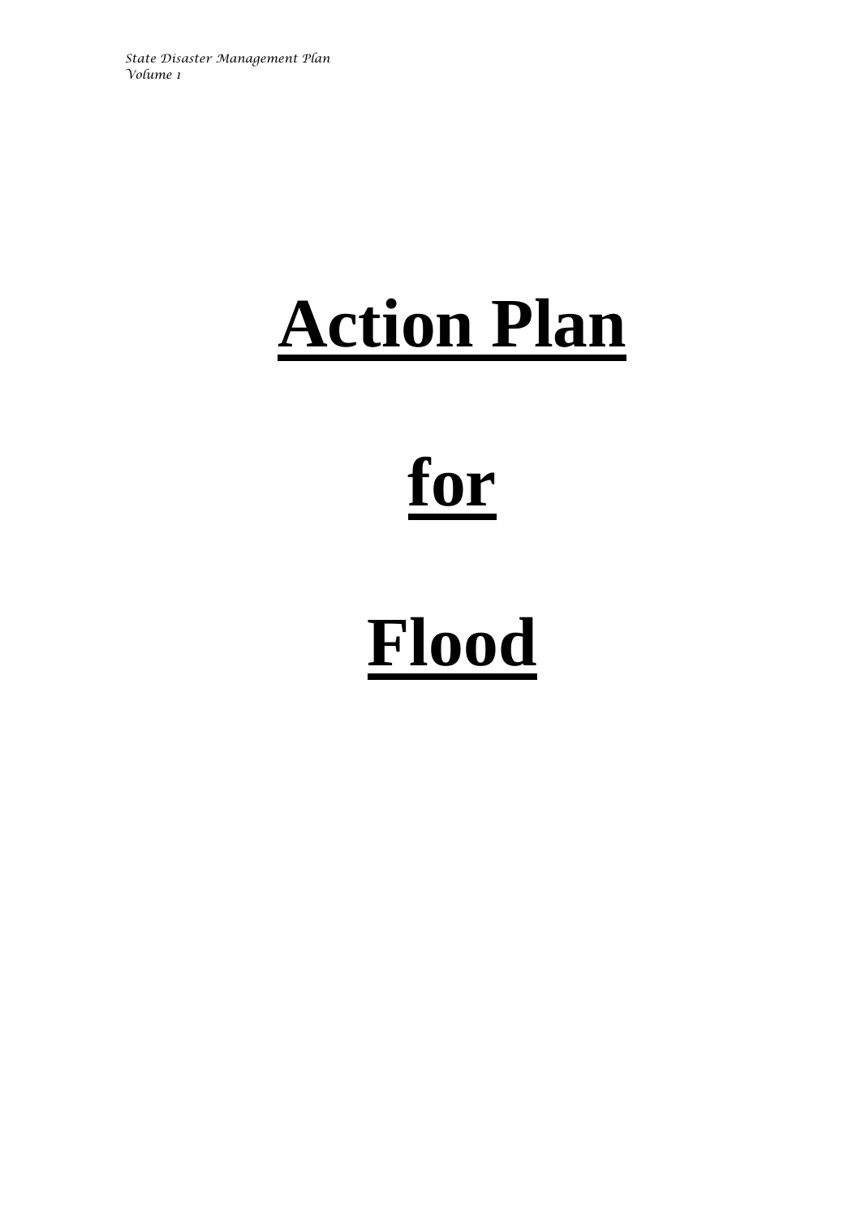# Action Plan

# for

# Flood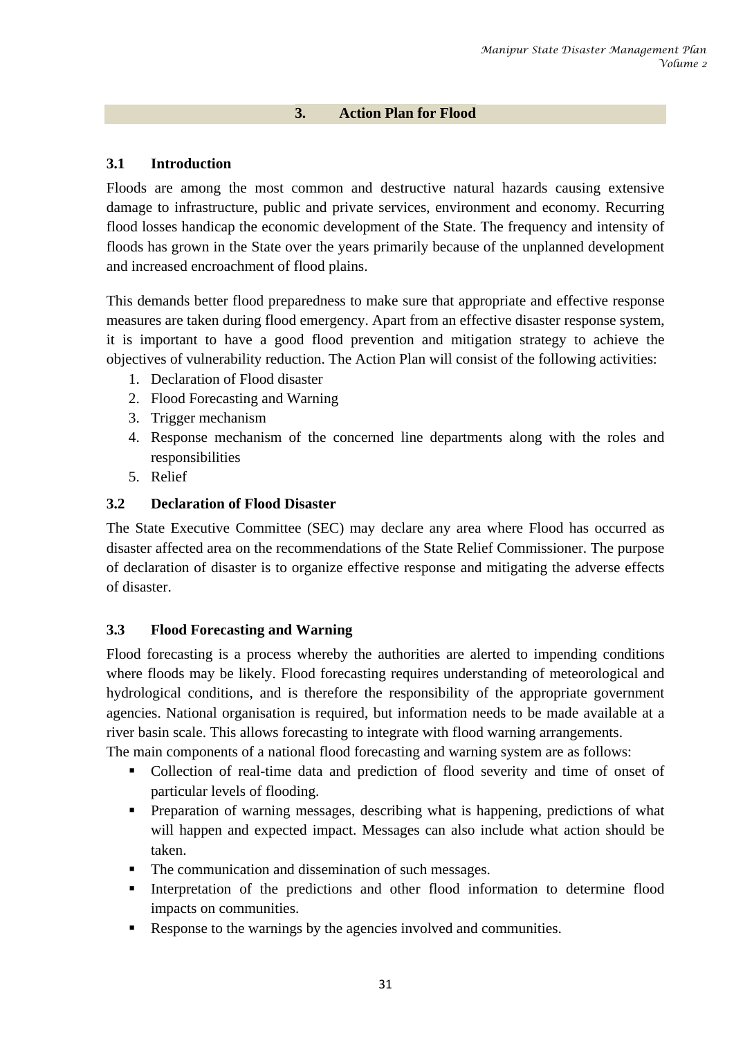## 3. Action Plan for Flood

### 3.1 Introduction

Floods are among the most common and destructive natural hazards causing extensive damage to infrastructure, public and private services, environment and economy. Recurring flood losses handicap the economic development of the State. The frequency and intensity of floods has grown in the State over the years primarily because of the unplanned development and increased encroachment of flood plains.

This demands better flood preparedness to make sure that appropriate and effective response measures are taken during flood emergency. Apart from an effective disaster response system, it is important to have a good flood prevention and mitigation strategy to achieve the objectives of vulnerability reduction. The Action Plan will consist of the following activities:

1. Declaration of Flood disaster
2. Flood Forecasting and Warning
3. Trigger mechanism
4. Response mechanism of the concerned line departments along with the roles and responsibilities
5. Relief

### 3.2 Declaration of Flood Disaster

The State Executive Committee (SEC) may declare any area where Flood has occurred as disaster affected area on the recommendations of the State Relief Commissioner. The purpose of declaration of disaster is to organize effective response and mitigating the adverse effects of disaster.

### 3.3 Flood Forecasting and Warning

Flood forecasting is a process whereby the authorities are alerted to impending conditions where floods may be likely. Flood forecasting requires understanding of meteorological and hydrological conditions, and is therefore the responsibility of the appropriate government agencies. National organisation is required, but information needs to be made available at a river basin scale. This allows forecasting to integrate with flood warning arrangements.

The main components of a national flood forecasting and warning system are as follows:

- Collection of real-time data and prediction of flood severity and time of onset of particular levels of flooding.
- Preparation of warning messages, describing what is happening, predictions of what will happen and expected impact. Messages can also include what action should be taken.
- The communication and dissemination of such messages.
- Interpretation of the predictions and other flood information to determine flood impacts on communities.
- Response to the warnings by the agencies involved and communities.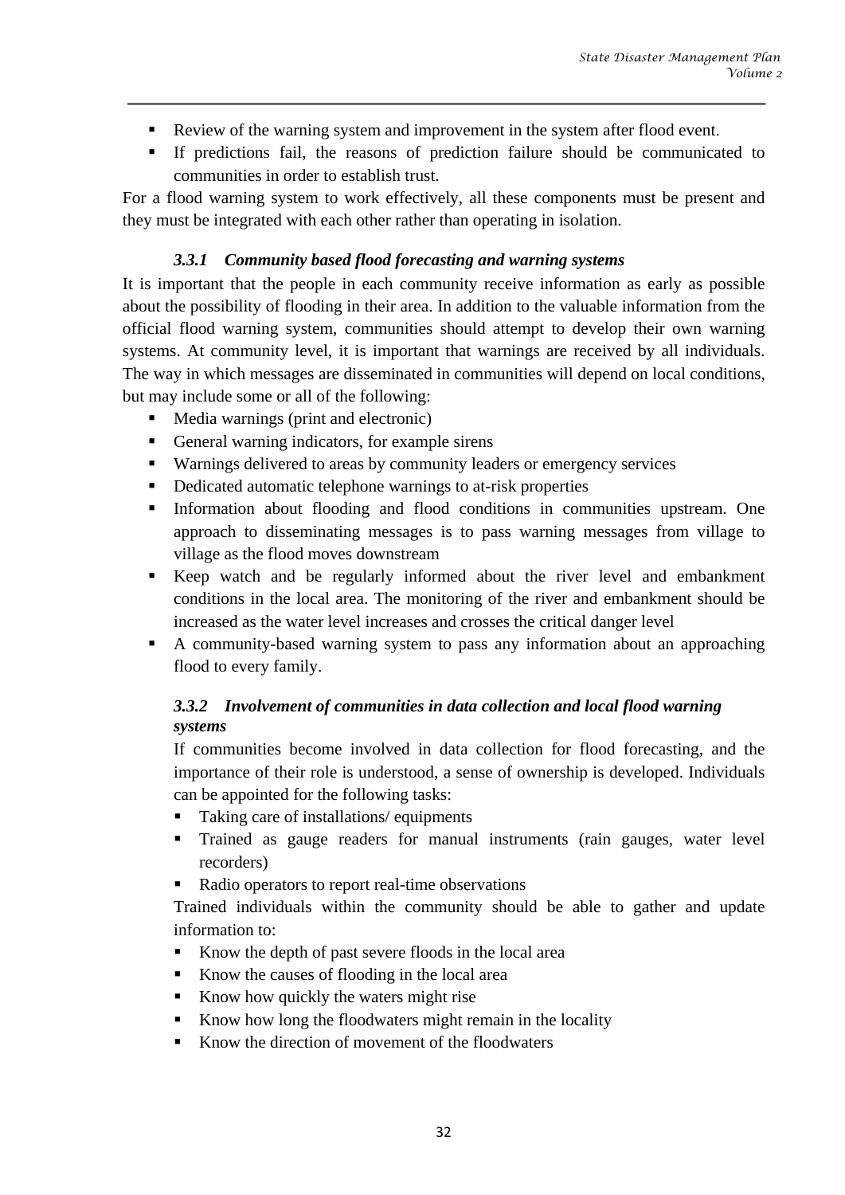- Review of the warning system and improvement in the system after flood event.
- If predictions fail, the reasons of prediction failure should be communicated to communities in order to establish trust.

For a flood warning system to work effectively, all these components must be present and they must be integrated with each other rather than operating in isolation.

### *3.3.1 Community based flood forecasting and warning systems*

It is important that the people in each community receive information as early as possible about the possibility of flooding in their area. In addition to the valuable information from the official flood warning system, communities should attempt to develop their own warning systems. At community level, it is important that warnings are received by all individuals. The way in which messages are disseminated in communities will depend on local conditions, but may include some or all of the following:

- Media warnings (print and electronic)
- General warning indicators, for example sirens
- Warnings delivered to areas by community leaders or emergency services
- Dedicated automatic telephone warnings to at-risk properties
- Information about flooding and flood conditions in communities upstream. One approach to disseminating messages is to pass warning messages from village to village as the flood moves downstream
- Keep watch and be regularly informed about the river level and embankment conditions in the local area. The monitoring of the river and embankment should be increased as the water level increases and crosses the critical danger level
- A community-based warning system to pass any information about an approaching flood to every family.

### *3.3.2 Involvement of communities in data collection and local flood warning systems*

If communities become involved in data collection for flood forecasting, and the importance of their role is understood, a sense of ownership is developed. Individuals can be appointed for the following tasks:

- Taking care of installations/ equipments
- Trained as gauge readers for manual instruments (rain gauges, water level recorders)
- Radio operators to report real-time observations

Trained individuals within the community should be able to gather and update information to:

- Know the depth of past severe floods in the local area
- Know the causes of flooding in the local area
- Know how quickly the waters might rise
- Know how long the floodwaters might remain in the locality
- Know the direction of movement of the floodwaters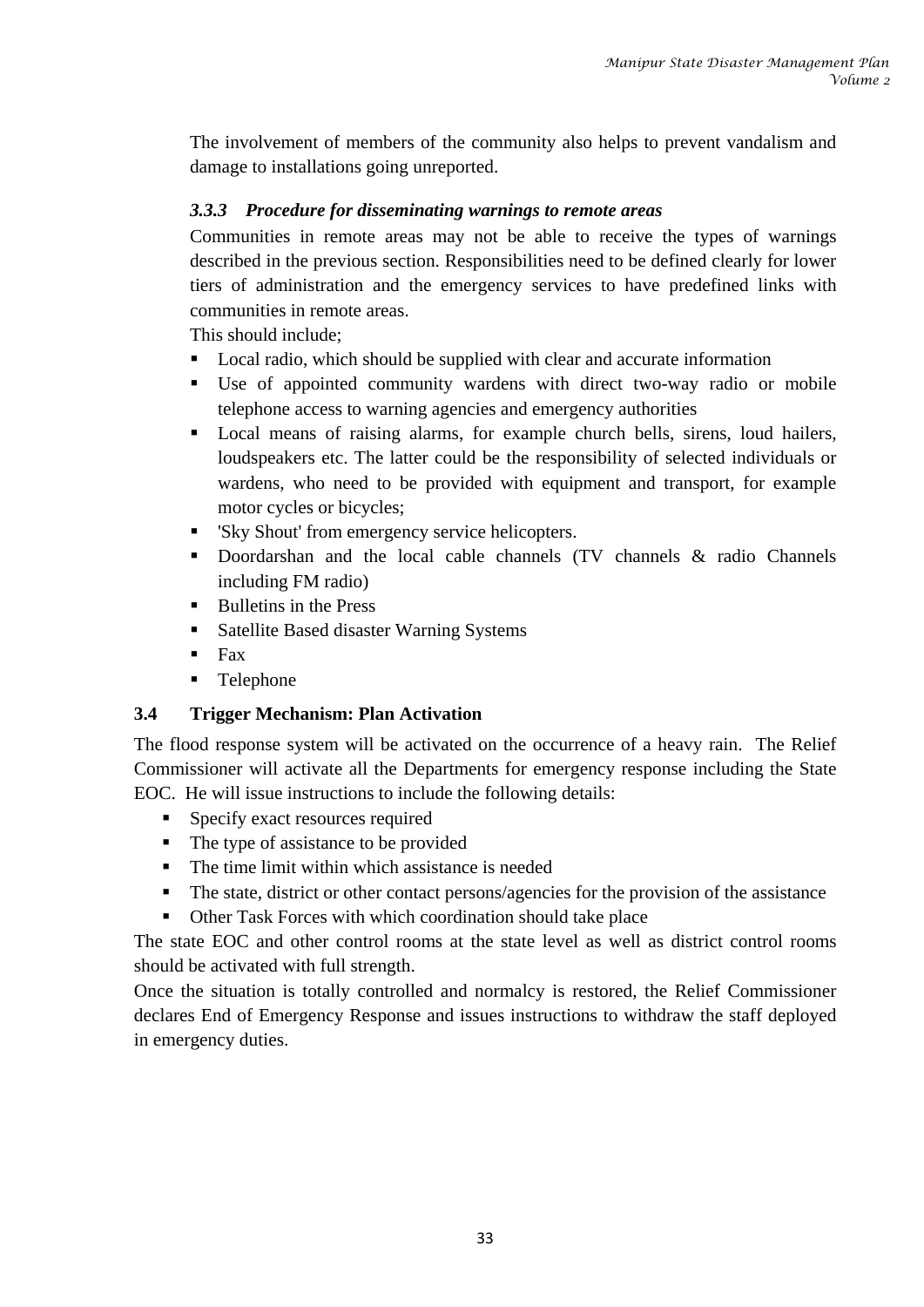The involvement of members of the community also helps to prevent vandalism and damage to installations going unreported.

#### *3.3.3 Procedure for disseminating warnings to remote areas*

Communities in remote areas may not be able to receive the types of warnings described in the previous section. Responsibilities need to be defined clearly for lower tiers of administration and the emergency services to have predefined links with communities in remote areas.

This should include;

- Local radio, which should be supplied with clear and accurate information
- Use of appointed community wardens with direct two-way radio or mobile telephone access to warning agencies and emergency authorities
- Local means of raising alarms, for example church bells, sirens, loud hailers, loudspeakers etc. The latter could be the responsibility of selected individuals or wardens, who need to be provided with equipment and transport, for example motor cycles or bicycles;
- 'Sky Shout' from emergency service helicopters.
- Doordarshan and the local cable channels (TV channels & radio Channels including FM radio)
- Bulletins in the Press
- Satellite Based disaster Warning Systems
- Fax
- Telephone

### 3.4 Trigger Mechanism: Plan Activation

The flood response system will be activated on the occurrence of a heavy rain. The Relief Commissioner will activate all the Departments for emergency response including the State EOC. He will issue instructions to include the following details:

- Specify exact resources required
- The type of assistance to be provided
- The time limit within which assistance is needed
- The state, district or other contact persons/agencies for the provision of the assistance
- Other Task Forces with which coordination should take place

The state EOC and other control rooms at the state level as well as district control rooms should be activated with full strength.

Once the situation is totally controlled and normalcy is restored, the Relief Commissioner declares End of Emergency Response and issues instructions to withdraw the staff deployed in emergency duties.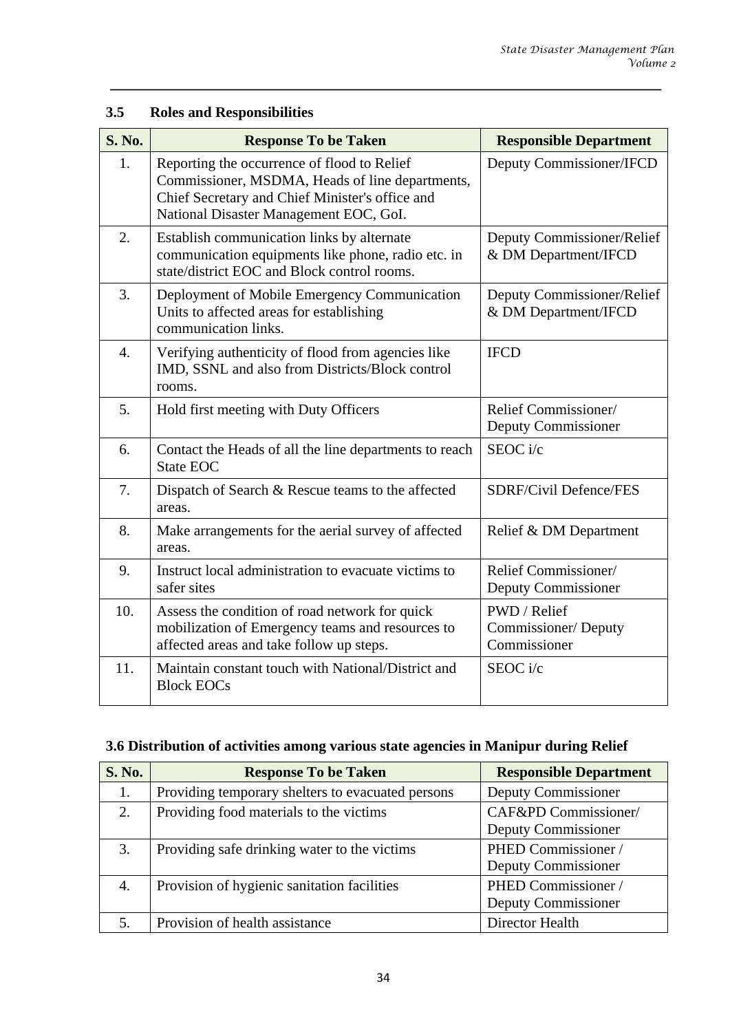### 3.5 Roles and Responsibilities

| S. No. | Response To be Taken | Responsible Department |
|---|---|---|
| 1. | Reporting the occurrence of flood to Relief Commissioner, MSDMA, Heads of line departments, Chief Secretary and Chief Minister's office and National Disaster Management EOC, GoI. | Deputy Commissioner/IFCD |
| 2. | Establish communication links by alternate communication equipments like phone, radio etc. in state/district EOC and Block control rooms. | Deputy Commissioner/Relief & DM Department/IFCD |
| 3. | Deployment of Mobile Emergency Communication Units to affected areas for establishing communication links. | Deputy Commissioner/Relief & DM Department/IFCD |
| 4. | Verifying authenticity of flood from agencies like IMD, SSNL and also from Districts/Block control rooms. | IFCD |
| 5. | Hold first meeting with Duty Officers | Relief Commissioner/ Deputy Commissioner |
| 6. | Contact the Heads of all the line departments to reach State EOC | SEOC i/c |
| 7. | Dispatch of Search & Rescue teams to the affected areas. | SDRF/Civil Defence/FES |
| 8. | Make arrangements for the aerial survey of affected areas. | Relief & DM Department |
| 9. | Instruct local administration to evacuate victims to safer sites | Relief Commissioner/ Deputy Commissioner |
| 10. | Assess the condition of road network for quick mobilization of Emergency teams and resources to affected areas and take follow up steps. | PWD / Relief Commissioner/ Deputy Commissioner |
| 11. | Maintain constant touch with National/District and Block EOCs | SEOC i/c |

### 3.6 Distribution of activities among various state agencies in Manipur during Relief

| S. No. | Response To be Taken | Responsible Department |
|---|---|---|
| 1. | Providing temporary shelters to evacuated persons | Deputy Commissioner |
| 2. | Providing food materials to the victims | CAF&PD Commissioner/ Deputy Commissioner |
| 3. | Providing safe drinking water to the victims | PHED Commissioner / Deputy Commissioner |
| 4. | Provision of hygienic sanitation facilities | PHED Commissioner / Deputy Commissioner |
| 5. | Provision of health assistance | Director Health |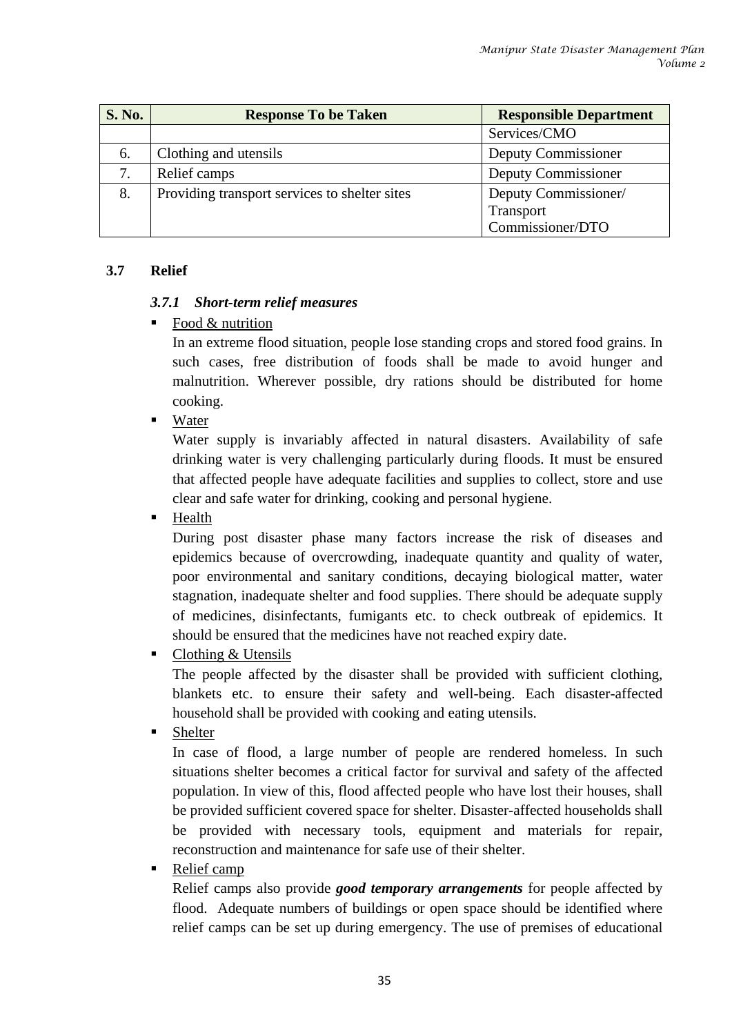| S. No. | Response To be Taken | Responsible Department |
|---|---|---|
| | | Services/CMO |
| 6. | Clothing and utensils | Deputy Commissioner |
| 7. | Relief camps | Deputy Commissioner |
| 8. | Providing transport services to shelter sites | Deputy Commissioner/ Transport Commissioner/DTO |

## 3.7 Relief

### *3.7.1 Short-term relief measures*

- Food & nutrition

  In an extreme flood situation, people lose standing crops and stored food grains. In such cases, free distribution of foods shall be made to avoid hunger and malnutrition. Wherever possible, dry rations should be distributed for home cooking.

- Water

  Water supply is invariably affected in natural disasters. Availability of safe drinking water is very challenging particularly during floods. It must be ensured that affected people have adequate facilities and supplies to collect, store and use clear and safe water for drinking, cooking and personal hygiene.

- Health

  During post disaster phase many factors increase the risk of diseases and epidemics because of overcrowding, inadequate quantity and quality of water, poor environmental and sanitary conditions, decaying biological matter, water stagnation, inadequate shelter and food supplies. There should be adequate supply of medicines, disinfectants, fumigants etc. to check outbreak of epidemics. It should be ensured that the medicines have not reached expiry date.

- Clothing & Utensils

  The people affected by the disaster shall be provided with sufficient clothing, blankets etc. to ensure their safety and well-being. Each disaster-affected household shall be provided with cooking and eating utensils.

- Shelter

  In case of flood, a large number of people are rendered homeless. In such situations shelter becomes a critical factor for survival and safety of the affected population. In view of this, flood affected people who have lost their houses, shall be provided sufficient covered space for shelter. Disaster-affected households shall be provided with necessary tools, equipment and materials for repair, reconstruction and maintenance for safe use of their shelter.

- Relief camp

  Relief camps also provide ***good temporary arrangements*** for people affected by flood. Adequate numbers of buildings or open space should be identified where relief camps can be set up during emergency. The use of premises of educational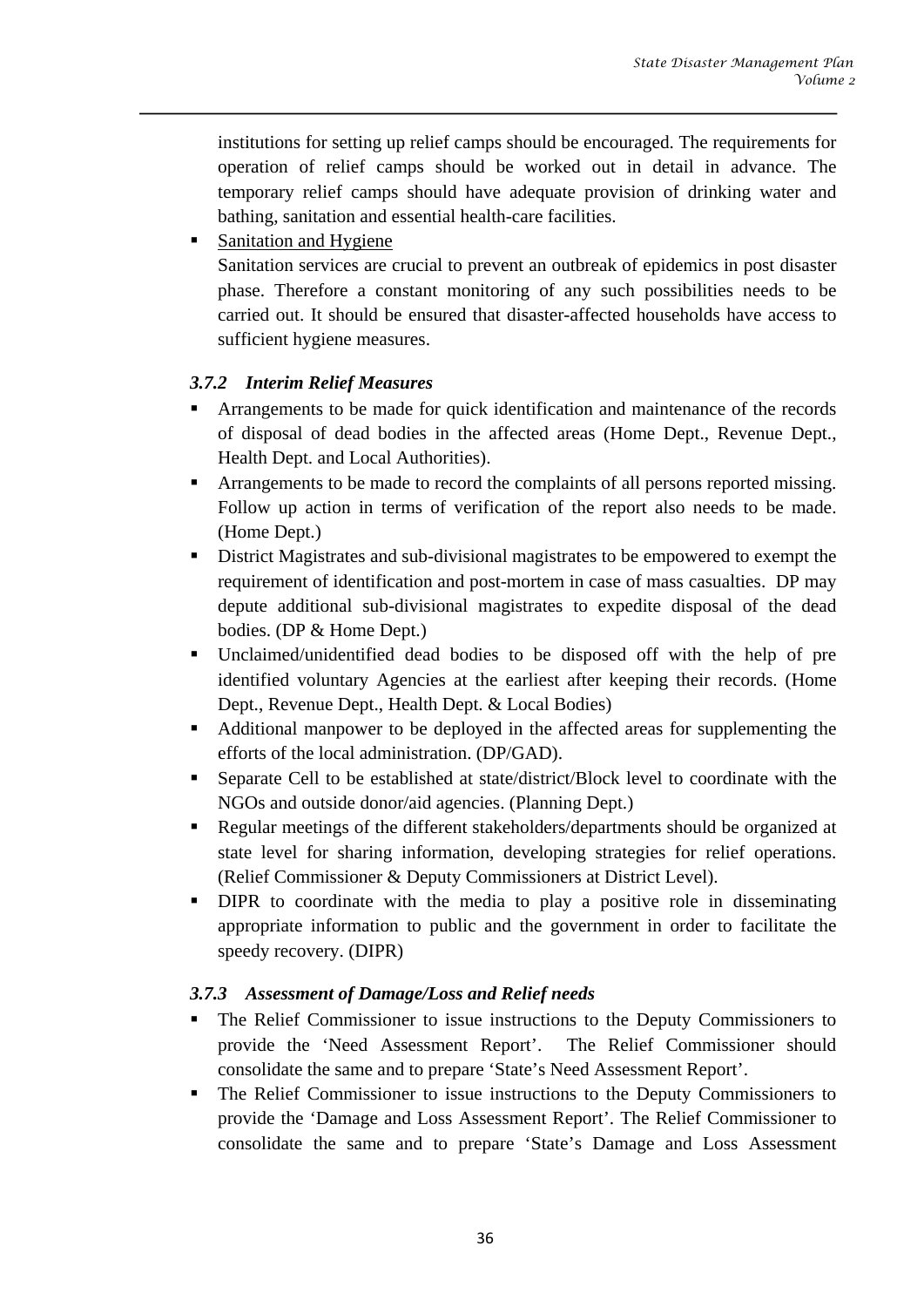institutions for setting up relief camps should be encouraged. The requirements for operation of relief camps should be worked out in detail in advance. The temporary relief camps should have adequate provision of drinking water and bathing, sanitation and essential health-care facilities.

- Sanitation and Hygiene
  Sanitation services are crucial to prevent an outbreak of epidemics in post disaster phase. Therefore a constant monitoring of any such possibilities needs to be carried out. It should be ensured that disaster-affected households have access to sufficient hygiene measures.

### *3.7.2 Interim Relief Measures*

- Arrangements to be made for quick identification and maintenance of the records of disposal of dead bodies in the affected areas (Home Dept., Revenue Dept., Health Dept. and Local Authorities).
- Arrangements to be made to record the complaints of all persons reported missing. Follow up action in terms of verification of the report also needs to be made. (Home Dept.)
- District Magistrates and sub-divisional magistrates to be empowered to exempt the requirement of identification and post-mortem in case of mass casualties. DP may depute additional sub-divisional magistrates to expedite disposal of the dead bodies. (DP & Home Dept.)
- Unclaimed/unidentified dead bodies to be disposed off with the help of pre identified voluntary Agencies at the earliest after keeping their records. (Home Dept., Revenue Dept., Health Dept. & Local Bodies)
- Additional manpower to be deployed in the affected areas for supplementing the efforts of the local administration. (DP/GAD).
- Separate Cell to be established at state/district/Block level to coordinate with the NGOs and outside donor/aid agencies. (Planning Dept.)
- Regular meetings of the different stakeholders/departments should be organized at state level for sharing information, developing strategies for relief operations. (Relief Commissioner & Deputy Commissioners at District Level).
- DIPR to coordinate with the media to play a positive role in disseminating appropriate information to public and the government in order to facilitate the speedy recovery. (DIPR)

### *3.7.3 Assessment of Damage/Loss and Relief needs*

- The Relief Commissioner to issue instructions to the Deputy Commissioners to provide the 'Need Assessment Report'. The Relief Commissioner should consolidate the same and to prepare 'State's Need Assessment Report'.
- The Relief Commissioner to issue instructions to the Deputy Commissioners to provide the 'Damage and Loss Assessment Report'. The Relief Commissioner to consolidate the same and to prepare 'State's Damage and Loss Assessment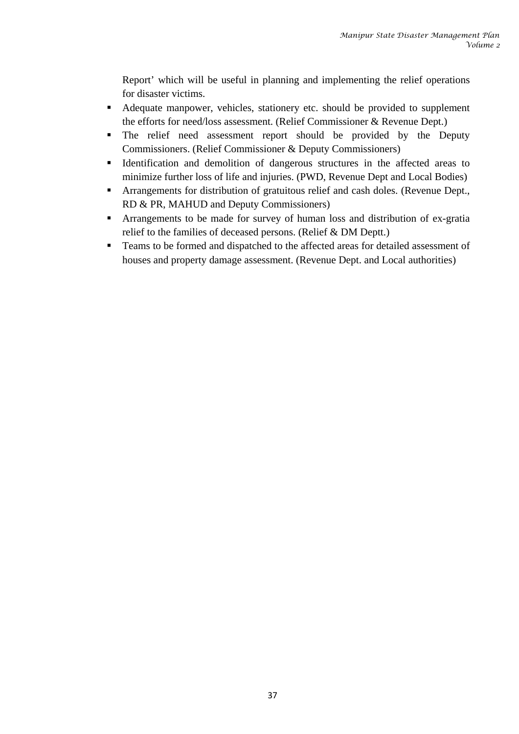Report' which will be useful in planning and implementing the relief operations for disaster victims.

- Adequate manpower, vehicles, stationery etc. should be provided to supplement the efforts for need/loss assessment. (Relief Commissioner & Revenue Dept.)
- The relief need assessment report should be provided by the Deputy Commissioners. (Relief Commissioner & Deputy Commissioners)
- Identification and demolition of dangerous structures in the affected areas to minimize further loss of life and injuries. (PWD, Revenue Dept and Local Bodies)
- Arrangements for distribution of gratuitous relief and cash doles. (Revenue Dept., RD & PR, MAHUD and Deputy Commissioners)
- Arrangements to be made for survey of human loss and distribution of ex-gratia relief to the families of deceased persons. (Relief & DM Deptt.)
- Teams to be formed and dispatched to the affected areas for detailed assessment of houses and property damage assessment. (Revenue Dept. and Local authorities)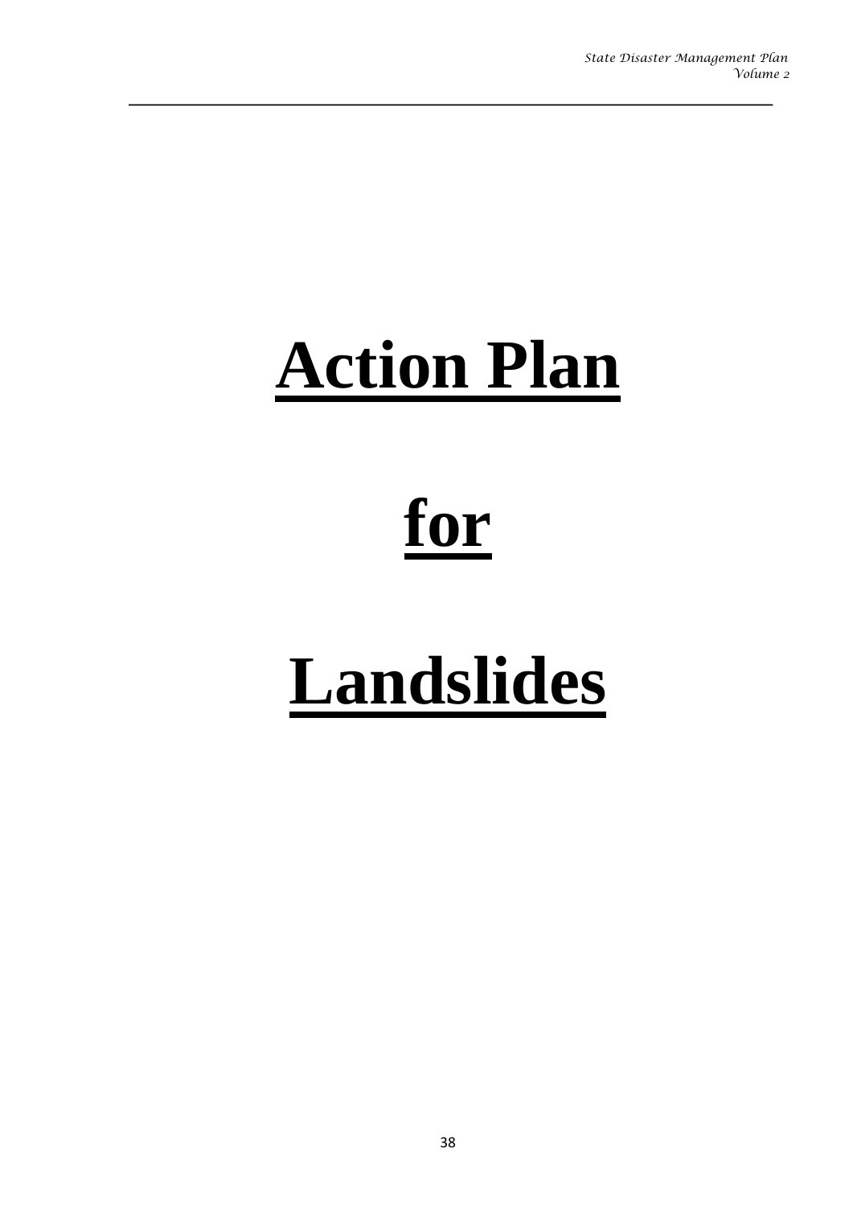# **Action Plan**

# **for**

# **Landslides**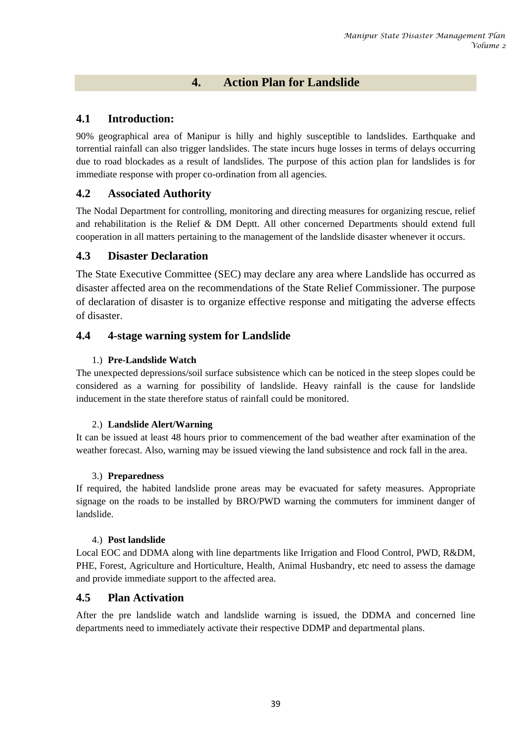# 4. Action Plan for Landslide

## 4.1 Introduction:

90% geographical area of Manipur is hilly and highly susceptible to landslides. Earthquake and torrential rainfall can also trigger landslides. The state incurs huge losses in terms of delays occurring due to road blockades as a result of landslides. The purpose of this action plan for landslides is for immediate response with proper co-ordination from all agencies.

## 4.2 Associated Authority

The Nodal Department for controlling, monitoring and directing measures for organizing rescue, relief and rehabilitation is the Relief & DM Deptt. All other concerned Departments should extend full cooperation in all matters pertaining to the management of the landslide disaster whenever it occurs.

## 4.3 Disaster Declaration

The State Executive Committee (SEC) may declare any area where Landslide has occurred as disaster affected area on the recommendations of the State Relief Commissioner. The purpose of declaration of disaster is to organize effective response and mitigating the adverse effects of disaster.

## 4.4 4-stage warning system for Landslide

1.) **Pre-Landslide Watch**

The unexpected depressions/soil surface subsistence which can be noticed in the steep slopes could be considered as a warning for possibility of landslide. Heavy rainfall is the cause for landslide inducement in the state therefore status of rainfall could be monitored.

2.) **Landslide Alert/Warning**

It can be issued at least 48 hours prior to commencement of the bad weather after examination of the weather forecast. Also, warning may be issued viewing the land subsistence and rock fall in the area.

3.) **Preparedness**

If required, the habited landslide prone areas may be evacuated for safety measures. Appropriate signage on the roads to be installed by BRO/PWD warning the commuters for imminent danger of landslide.

4.) **Post landslide**

Local EOC and DDMA along with line departments like Irrigation and Flood Control, PWD, R&DM, PHE, Forest, Agriculture and Horticulture, Health, Animal Husbandry, etc need to assess the damage and provide immediate support to the affected area.

## 4.5 Plan Activation

After the pre landslide watch and landslide warning is issued, the DDMA and concerned line departments need to immediately activate their respective DDMP and departmental plans.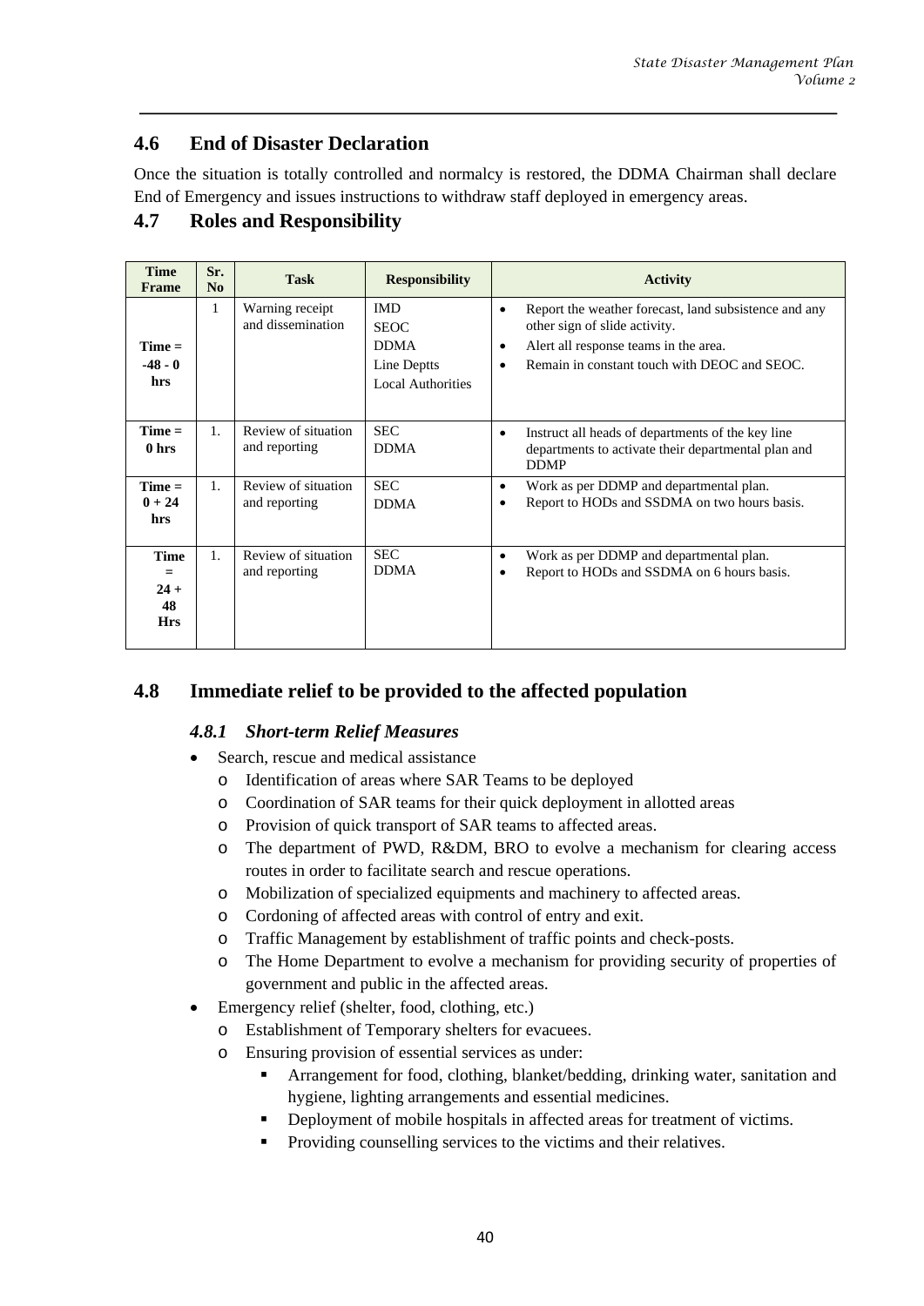## 4.6 End of Disaster Declaration

Once the situation is totally controlled and normalcy is restored, the DDMA Chairman shall declare End of Emergency and issues instructions to withdraw staff deployed in emergency areas.

## 4.7 Roles and Responsibility

| Time Frame | Sr. No | Task | Responsibility | Activity |
|---|---|---|---|---|
| Time = -48 - 0 hrs | 1 | Warning receipt and dissemination | IMD<br>SEOC<br>DDMA<br>Line Deptts<br>Local Authorities | • Report the weather forecast, land subsistence and any other sign of slide activity.<br>• Alert all response teams in the area.<br>• Remain in constant touch with DEOC and SEOC. |
| Time = 0 hrs | 1. | Review of situation and reporting | SEC<br>DDMA | • Instruct all heads of departments of the key line departments to activate their departmental plan and DDMP |
| Time = 0 + 24 hrs | 1. | Review of situation and reporting | SEC<br>DDMA | • Work as per DDMP and departmental plan.<br>• Report to HODs and SSDMA on two hours basis. |
| Time = 24 + 48 Hrs | 1. | Review of situation and reporting | SEC<br>DDMA | • Work as per DDMP and departmental plan.<br>• Report to HODs and SSDMA on 6 hours basis. |

## 4.8 Immediate relief to be provided to the affected population

### *4.8.1 Short-term Relief Measures*

- Search, rescue and medical assistance
  - Identification of areas where SAR Teams to be deployed
  - Coordination of SAR teams for their quick deployment in allotted areas
  - Provision of quick transport of SAR teams to affected areas.
  - The department of PWD, R&DM, BRO to evolve a mechanism for clearing access routes in order to facilitate search and rescue operations.
  - Mobilization of specialized equipments and machinery to affected areas.
  - Cordoning of affected areas with control of entry and exit.
  - Traffic Management by establishment of traffic points and check-posts.
  - The Home Department to evolve a mechanism for providing security of properties of government and public in the affected areas.
- Emergency relief (shelter, food, clothing, etc.)
  - Establishment of Temporary shelters for evacuees.
  - Ensuring provision of essential services as under:
    - Arrangement for food, clothing, blanket/bedding, drinking water, sanitation and hygiene, lighting arrangements and essential medicines.
    - Deployment of mobile hospitals in affected areas for treatment of victims.
    - Providing counselling services to the victims and their relatives.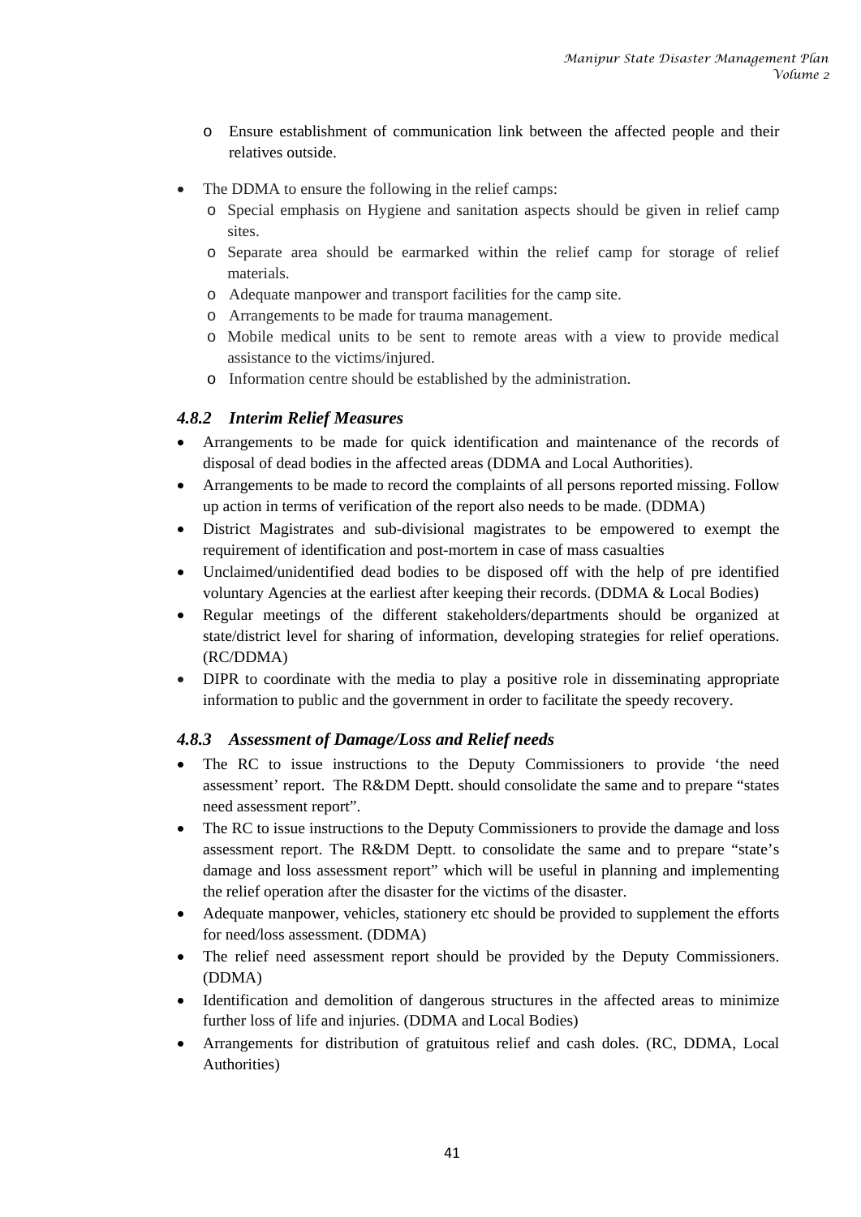- Ensure establishment of communication link between the affected people and their relatives outside.

- The DDMA to ensure the following in the relief camps:
  - Special emphasis on Hygiene and sanitation aspects should be given in relief camp sites.
  - Separate area should be earmarked within the relief camp for storage of relief materials.
  - Adequate manpower and transport facilities for the camp site.
  - Arrangements to be made for trauma management.
  - Mobile medical units to be sent to remote areas with a view to provide medical assistance to the victims/injured.
  - Information centre should be established by the administration.

### *4.8.2 Interim Relief Measures*

- Arrangements to be made for quick identification and maintenance of the records of disposal of dead bodies in the affected areas (DDMA and Local Authorities).
- Arrangements to be made to record the complaints of all persons reported missing. Follow up action in terms of verification of the report also needs to be made. (DDMA)
- District Magistrates and sub-divisional magistrates to be empowered to exempt the requirement of identification and post-mortem in case of mass casualties
- Unclaimed/unidentified dead bodies to be disposed off with the help of pre identified voluntary Agencies at the earliest after keeping their records. (DDMA & Local Bodies)
- Regular meetings of the different stakeholders/departments should be organized at state/district level for sharing of information, developing strategies for relief operations. (RC/DDMA)
- DIPR to coordinate with the media to play a positive role in disseminating appropriate information to public and the government in order to facilitate the speedy recovery.

### *4.8.3 Assessment of Damage/Loss and Relief needs*

- The RC to issue instructions to the Deputy Commissioners to provide 'the need assessment' report. The R&DM Deptt. should consolidate the same and to prepare "states need assessment report".
- The RC to issue instructions to the Deputy Commissioners to provide the damage and loss assessment report. The R&DM Deptt. to consolidate the same and to prepare "state's damage and loss assessment report" which will be useful in planning and implementing the relief operation after the disaster for the victims of the disaster.
- Adequate manpower, vehicles, stationery etc should be provided to supplement the efforts for need/loss assessment. (DDMA)
- The relief need assessment report should be provided by the Deputy Commissioners. (DDMA)
- Identification and demolition of dangerous structures in the affected areas to minimize further loss of life and injuries. (DDMA and Local Bodies)
- Arrangements for distribution of gratuitous relief and cash doles. (RC, DDMA, Local Authorities)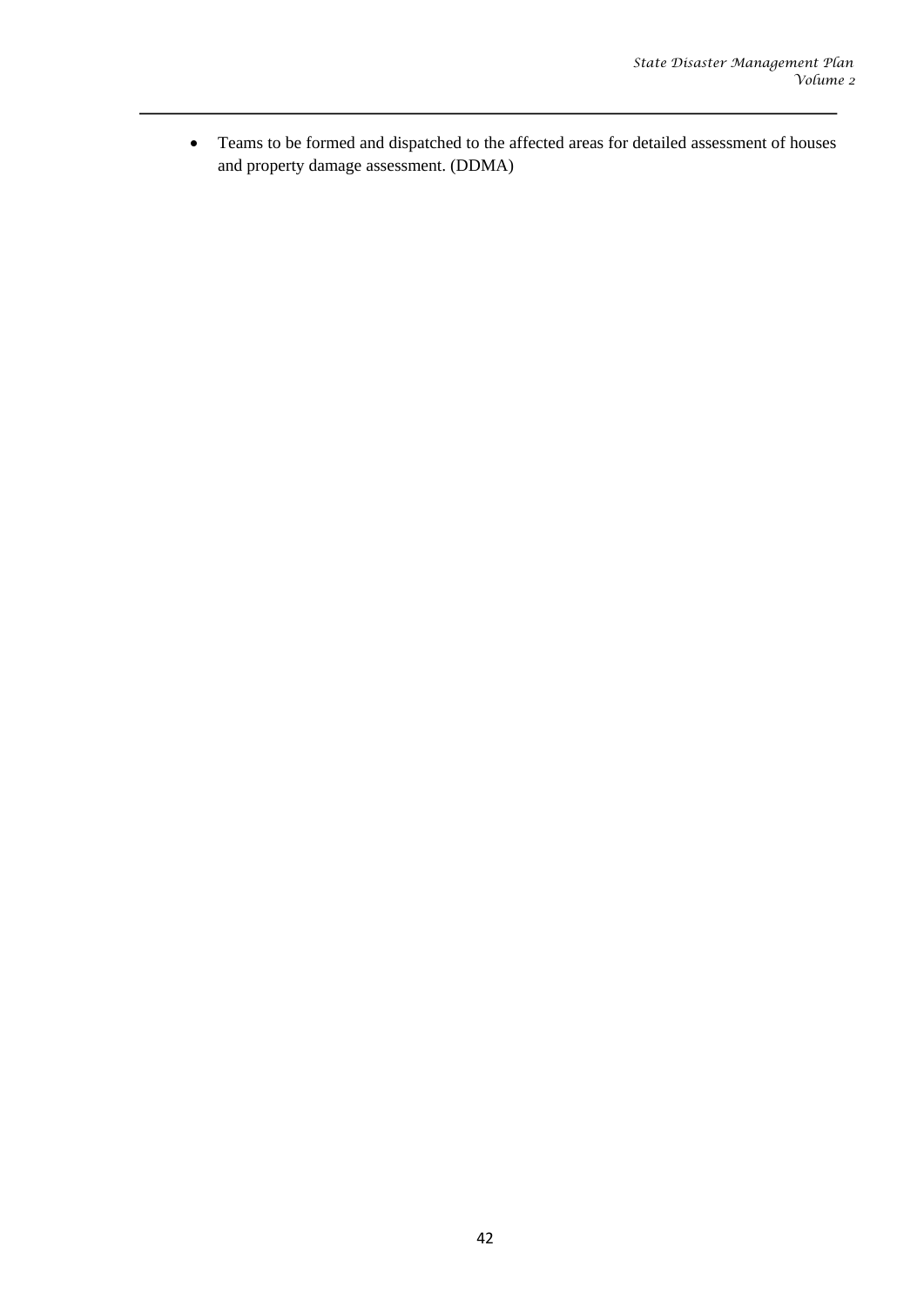- Teams to be formed and dispatched to the affected areas for detailed assessment of houses and property damage assessment. (DDMA)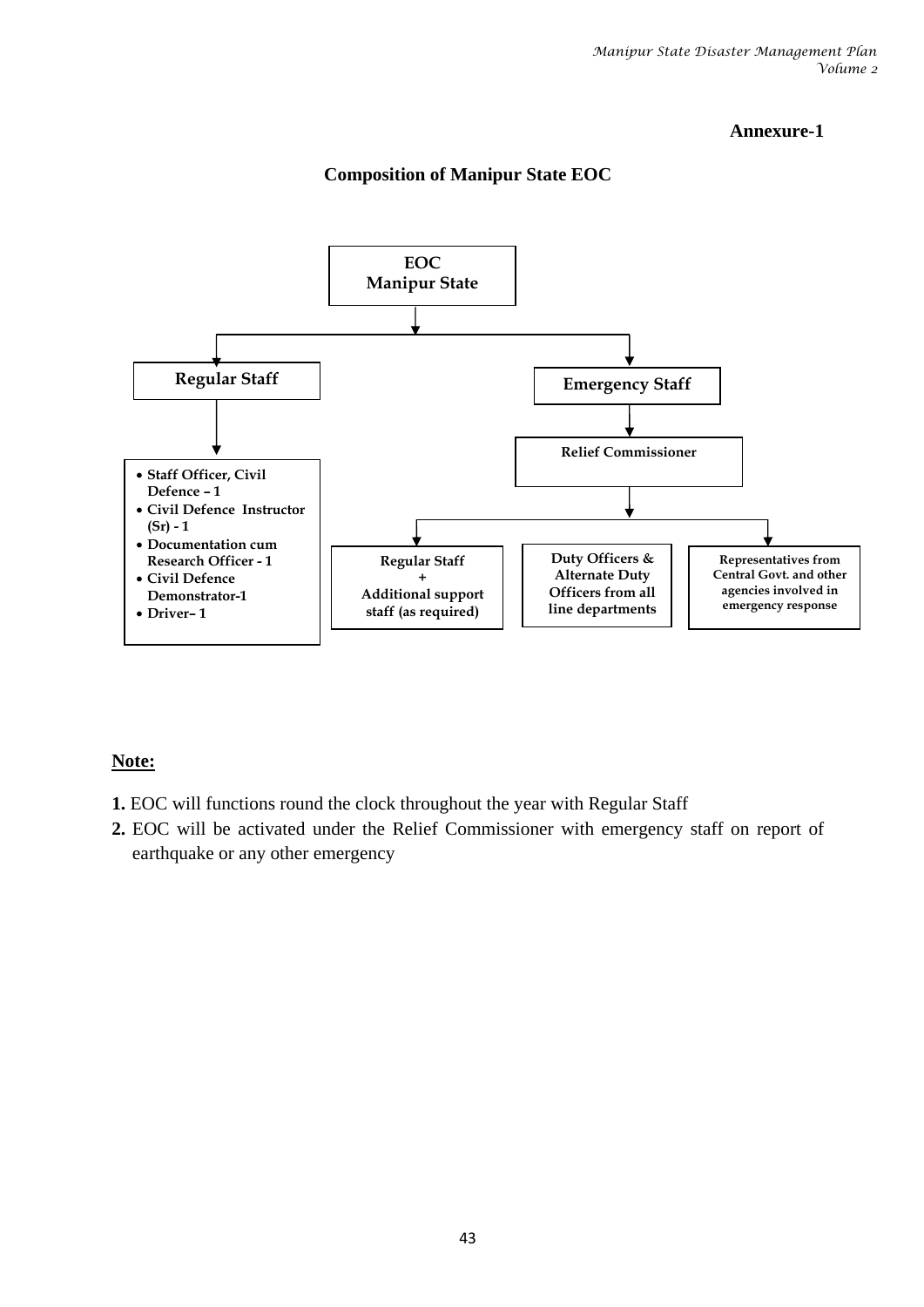**Annexure-1**

## Composition of Manipur State EOC

EOC
Manipur State

Regular Staff

- Staff Officer, Civil Defence – 1
- Civil Defence Instructor (Sr) - 1
- Documentation cum Research Officer - 1
- Civil Defence Demonstrator-1
- Driver– 1

Emergency Staff

Relief Commissioner

Regular Staff + Additional support staff (as required)

Duty Officers & Alternate Duty Officers from all line departments

Representatives from Central Govt. and other agencies involved in emergency response

**Note:**

**1.** EOC will functions round the clock throughout the year with Regular Staff

**2.** EOC will be activated under the Relief Commissioner with emergency staff on report of earthquake or any other emergency